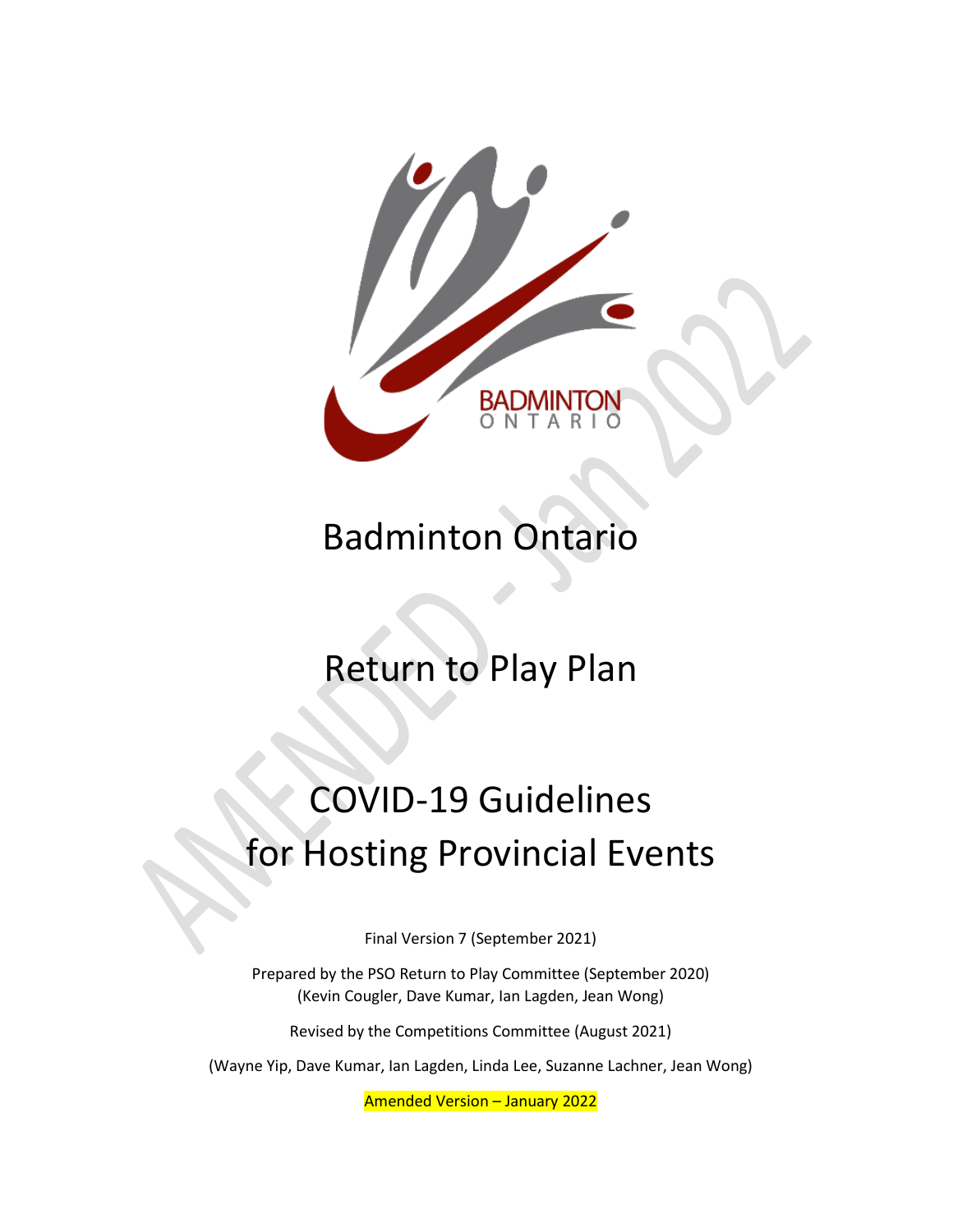# Badminton Ontario

# Return to Play Plan

# COVID-19 Guidelines for Hosting Provincial Events

Final Version 7 (September 2021)

Prepared by the PSO Return to Play Committee (September 2020)
(Kevin Cougler, Dave Kumar, Ian Lagden, Jean Wong)

Revised by the Competitions Committee (August 2021)

(Wayne Yip, Dave Kumar, Ian Lagden, Linda Lee, Suzanne Lachner, Jean Wong)

Amended Version – January 2022

AMENDED - Jan 2022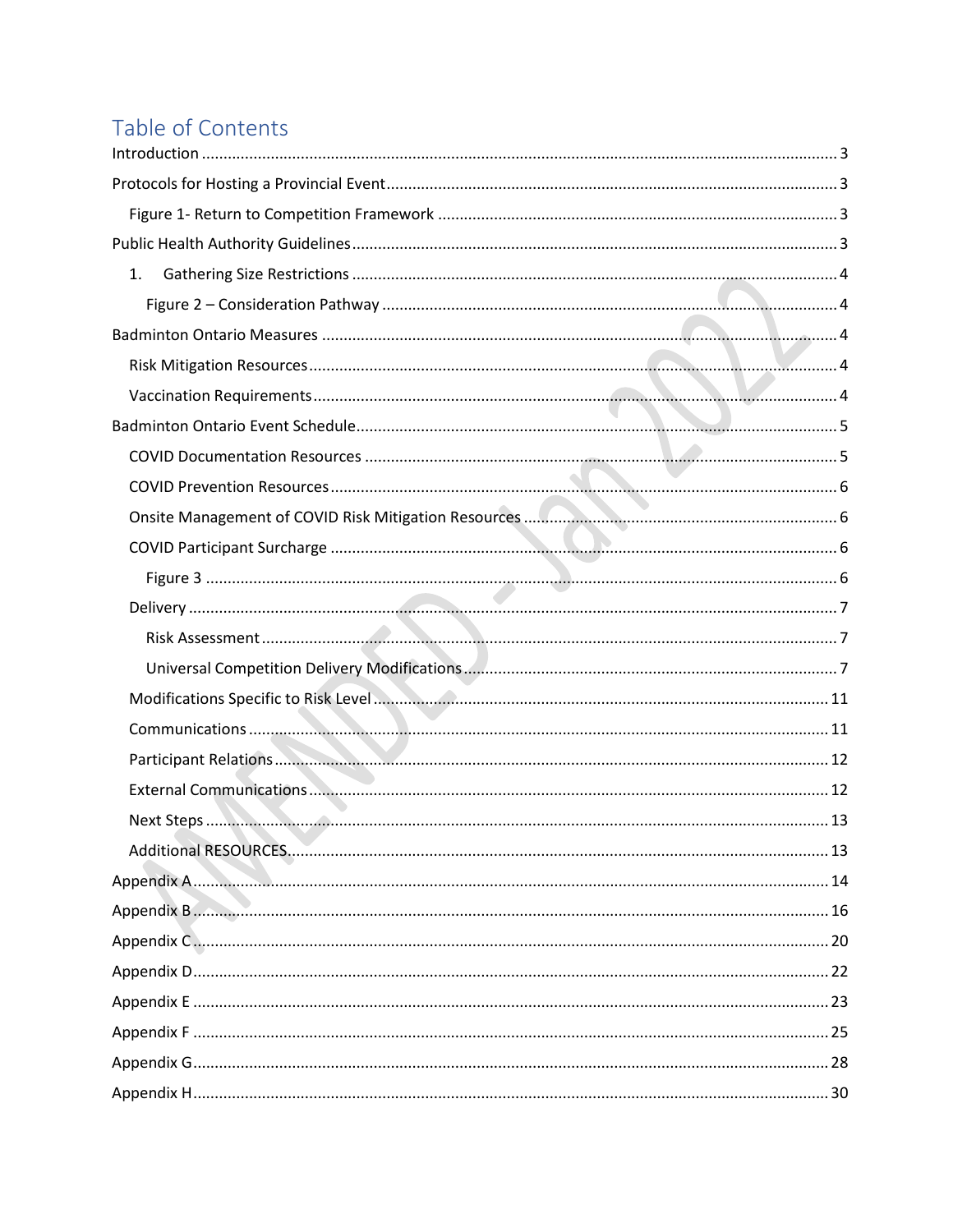# Table of Contents

- Introduction .......... 3
- Protocols for Hosting a Provincial Event .......... 3
  - Figure 1- Return to Competition Framework .......... 3
- Public Health Authority Guidelines .......... 3
  1. Gathering Size Restrictions .......... 4
     - Figure 2 – Consideration Pathway .......... 4
- Badminton Ontario Measures .......... 4
  - Risk Mitigation Resources .......... 4
  - Vaccination Requirements .......... 4
- Badminton Ontario Event Schedule .......... 5
  - COVID Documentation Resources .......... 5
  - COVID Prevention Resources .......... 6
  - Onsite Management of COVID Risk Mitigation Resources .......... 6
  - COVID Participant Surcharge .......... 6
    - Figure 3 .......... 6
  - Delivery .......... 7
    - Risk Assessment .......... 7
    - Universal Competition Delivery Modifications .......... 7
  - Modifications Specific to Risk Level .......... 11
  - Communications .......... 11
  - Participant Relations .......... 12
  - External Communications .......... 12
  - Next Steps .......... 13
  - Additional RESOURCES .......... 13
- Appendix A .......... 14
- Appendix B .......... 16
- Appendix C .......... 20
- Appendix D .......... 22
- Appendix E .......... 23
- Appendix F .......... 25
- Appendix G .......... 28
- Appendix H .......... 30

AMENDED - Jan 2022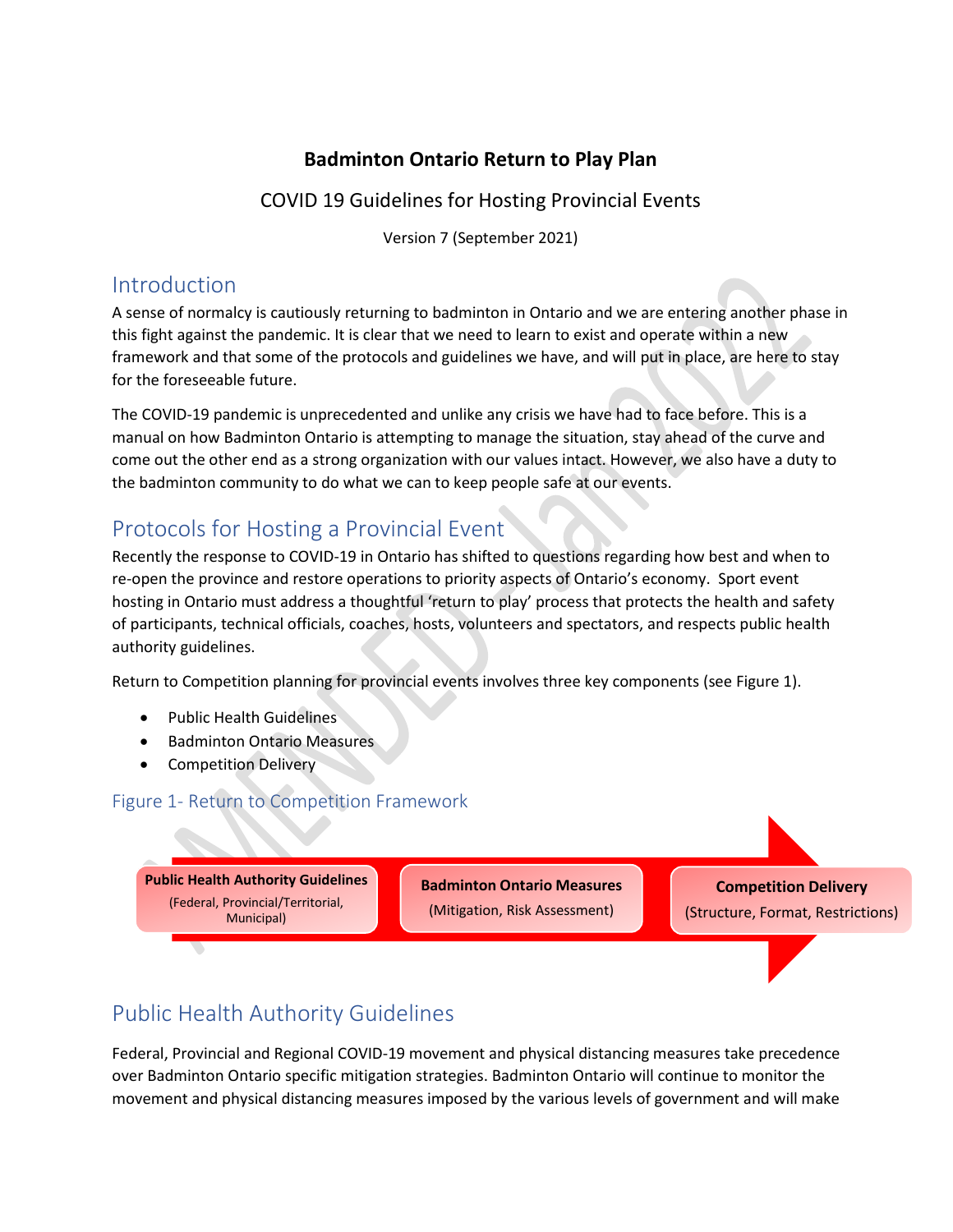**Badminton Ontario Return to Play Plan**

COVID 19 Guidelines for Hosting Provincial Events

Version 7 (September 2021)

## Introduction

A sense of normalcy is cautiously returning to badminton in Ontario and we are entering another phase in this fight against the pandemic. It is clear that we need to learn to exist and operate within a new framework and that some of the protocols and guidelines we have, and will put in place, are here to stay for the foreseeable future.

The COVID-19 pandemic is unprecedented and unlike any crisis we have had to face before. This is a manual on how Badminton Ontario is attempting to manage the situation, stay ahead of the curve and come out the other end as a strong organization with our values intact. However, we also have a duty to the badminton community to do what we can to keep people safe at our events.

## Protocols for Hosting a Provincial Event

Recently the response to COVID-19 in Ontario has shifted to questions regarding how best and when to re-open the province and restore operations to priority aspects of Ontario's economy. Sport event hosting in Ontario must address a thoughtful 'return to play' process that protects the health and safety of participants, technical officials, coaches, hosts, volunteers and spectators, and respects public health authority guidelines.

Return to Competition planning for provincial events involves three key components (see Figure 1).

- Public Health Guidelines
- Badminton Ontario Measures
- Competition Delivery

### Figure 1- Return to Competition Framework

**Public Health Authority Guidelines** (Federal, Provincial/Territorial, Municipal) → **Badminton Ontario Measures** (Mitigation, Risk Assessment) → **Competition Delivery** (Structure, Format, Restrictions)

## Public Health Authority Guidelines

Federal, Provincial and Regional COVID-19 movement and physical distancing measures take precedence over Badminton Ontario specific mitigation strategies. Badminton Ontario will continue to monitor the movement and physical distancing measures imposed by the various levels of government and will make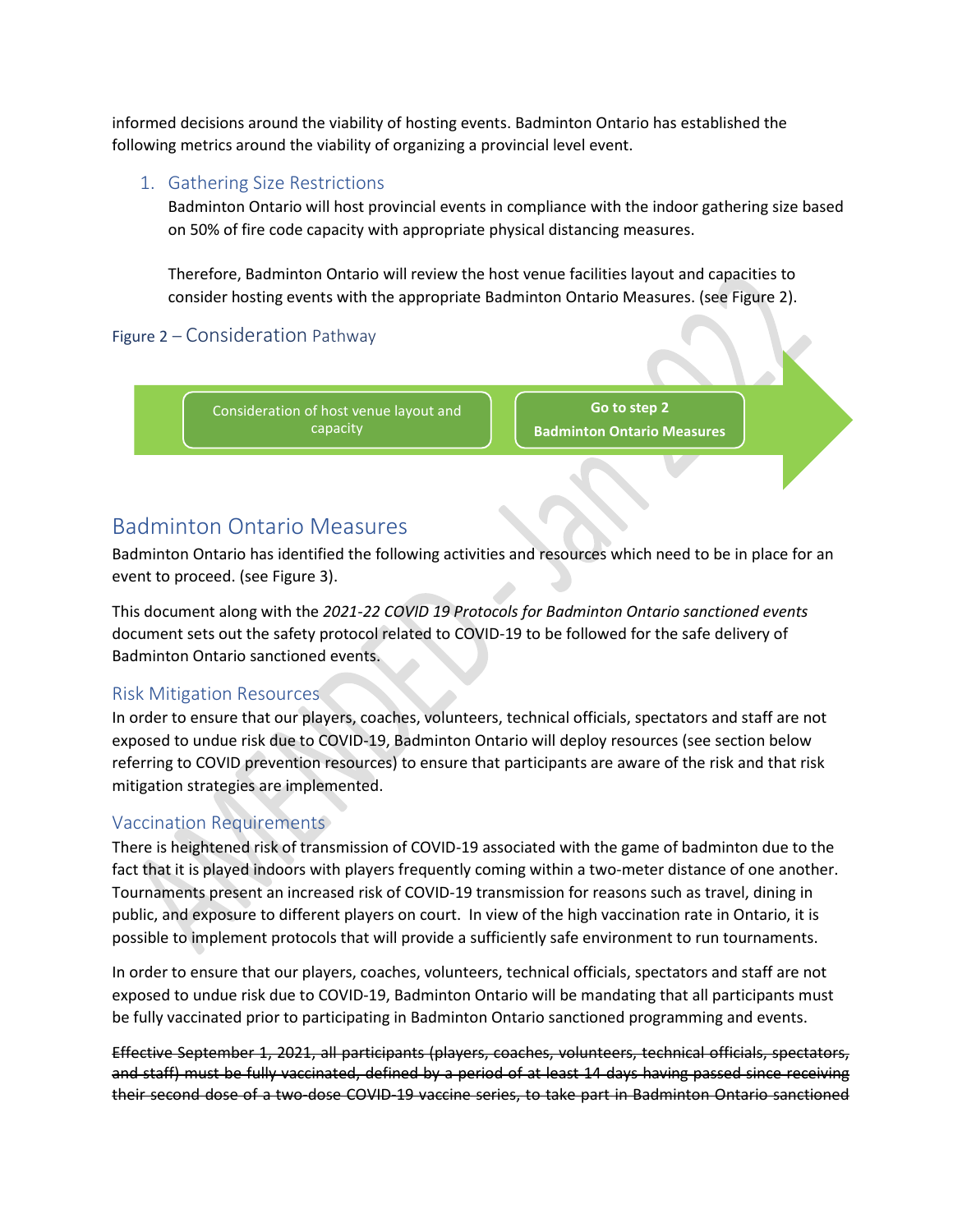informed decisions around the viability of hosting events. Badminton Ontario has established the following metrics around the viability of organizing a provincial level event.

### 1. Gathering Size Restrictions

Badminton Ontario will host provincial events in compliance with the indoor gathering size based on 50% of fire code capacity with appropriate physical distancing measures.

Therefore, Badminton Ontario will review the host venue facilities layout and capacities to consider hosting events with the appropriate Badminton Ontario Measures. (see Figure 2).

Figure 2 – Consideration Pathway

Consideration of host venue layout and capacity → **Go to step 2 Badminton Ontario Measures**

## Badminton Ontario Measures

Badminton Ontario has identified the following activities and resources which need to be in place for an event to proceed. (see Figure 3).

This document along with the *2021-22 COVID 19 Protocols for Badminton Ontario sanctioned events* document sets out the safety protocol related to COVID-19 to be followed for the safe delivery of Badminton Ontario sanctioned events.

### Risk Mitigation Resources

In order to ensure that our players, coaches, volunteers, technical officials, spectators and staff are not exposed to undue risk due to COVID-19, Badminton Ontario will deploy resources (see section below referring to COVID prevention resources) to ensure that participants are aware of the risk and that risk mitigation strategies are implemented.

### Vaccination Requirements

There is heightened risk of transmission of COVID-19 associated with the game of badminton due to the fact that it is played indoors with players frequently coming within a two-meter distance of one another. Tournaments present an increased risk of COVID-19 transmission for reasons such as travel, dining in public, and exposure to different players on court. In view of the high vaccination rate in Ontario, it is possible to implement protocols that will provide a sufficiently safe environment to run tournaments.

In order to ensure that our players, coaches, volunteers, technical officials, spectators and staff are not exposed to undue risk due to COVID-19, Badminton Ontario will be mandating that all participants must be fully vaccinated prior to participating in Badminton Ontario sanctioned programming and events.

~~Effective September 1, 2021, all participants (players, coaches, volunteers, technical officials, spectators, and staff) must be fully vaccinated, defined by a period of at least 14 days having passed since receiving their second dose of a two-dose COVID-19 vaccine series, to take part in Badminton Ontario sanctioned~~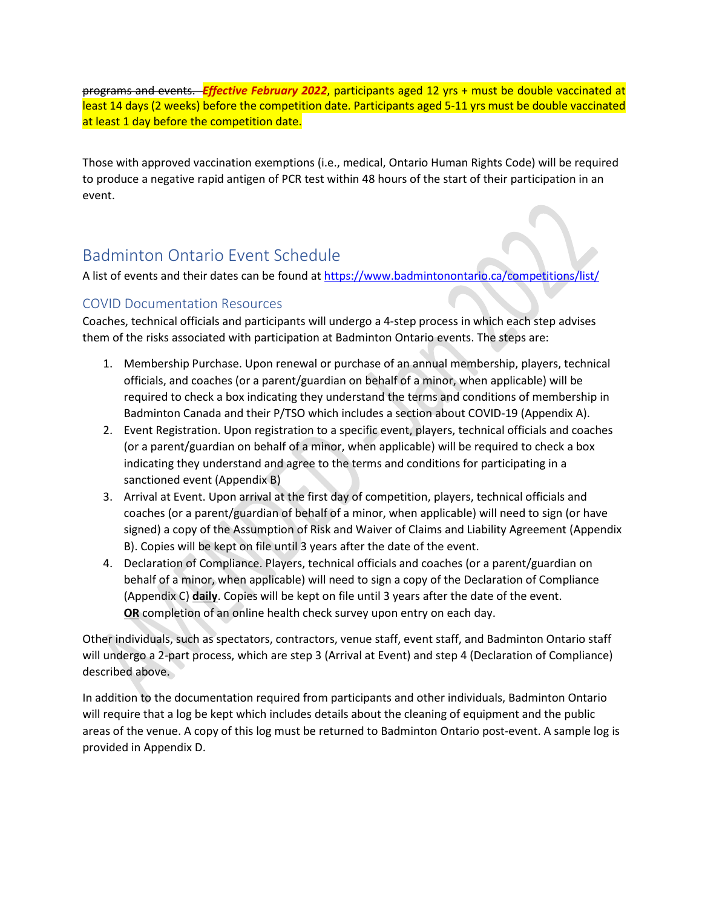~~programs and events.~~ ***Effective February 2022***, participants aged 12 yrs + must be double vaccinated at least 14 days (2 weeks) before the competition date. Participants aged 5-11 yrs must be double vaccinated at least 1 day before the competition date.

Those with approved vaccination exemptions (i.e., medical, Ontario Human Rights Code) will be required to produce a negative rapid antigen of PCR test within 48 hours of the start of their participation in an event.

## Badminton Ontario Event Schedule

A list of events and their dates can be found at https://www.badmintonontario.ca/competitions/list/

### COVID Documentation Resources

Coaches, technical officials and participants will undergo a 4-step process in which each step advises them of the risks associated with participation at Badminton Ontario events. The steps are:

1. Membership Purchase. Upon renewal or purchase of an annual membership, players, technical officials, and coaches (or a parent/guardian on behalf of a minor, when applicable) will be required to check a box indicating they understand the terms and conditions of membership in Badminton Canada and their P/TSO which includes a section about COVID-19 (Appendix A).
2. Event Registration. Upon registration to a specific event, players, technical officials and coaches (or a parent/guardian on behalf of a minor, when applicable) will be required to check a box indicating they understand and agree to the terms and conditions for participating in a sanctioned event (Appendix B)
3. Arrival at Event. Upon arrival at the first day of competition, players, technical officials and coaches (or a parent/guardian of behalf of a minor, when applicable) will need to sign (or have signed) a copy of the Assumption of Risk and Waiver of Claims and Liability Agreement (Appendix B). Copies will be kept on file until 3 years after the date of the event.
4. Declaration of Compliance. Players, technical officials and coaches (or a parent/guardian on behalf of a minor, when applicable) will need to sign a copy of the Declaration of Compliance (Appendix C) **daily**. Copies will be kept on file until 3 years after the date of the event.
   **OR** completion of an online health check survey upon entry on each day.

Other individuals, such as spectators, contractors, venue staff, event staff, and Badminton Ontario staff will undergo a 2-part process, which are step 3 (Arrival at Event) and step 4 (Declaration of Compliance) described above.

In addition to the documentation required from participants and other individuals, Badminton Ontario will require that a log be kept which includes details about the cleaning of equipment and the public areas of the venue. A copy of this log must be returned to Badminton Ontario post-event. A sample log is provided in Appendix D.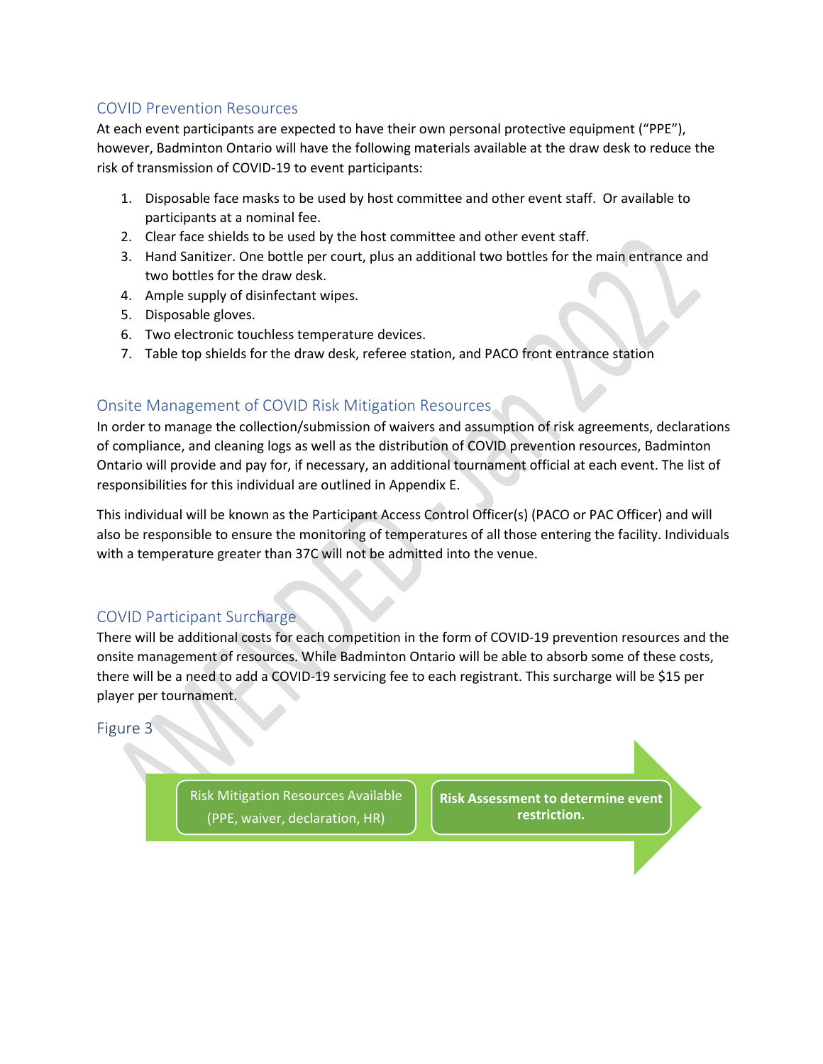## COVID Prevention Resources

At each event participants are expected to have their own personal protective equipment ("PPE"), however, Badminton Ontario will have the following materials available at the draw desk to reduce the risk of transmission of COVID-19 to event participants:

1. Disposable face masks to be used by host committee and other event staff. Or available to participants at a nominal fee.
2. Clear face shields to be used by the host committee and other event staff.
3. Hand Sanitizer. One bottle per court, plus an additional two bottles for the main entrance and two bottles for the draw desk.
4. Ample supply of disinfectant wipes.
5. Disposable gloves.
6. Two electronic touchless temperature devices.
7. Table top shields for the draw desk, referee station, and PACO front entrance station

## Onsite Management of COVID Risk Mitigation Resources

In order to manage the collection/submission of waivers and assumption of risk agreements, declarations of compliance, and cleaning logs as well as the distribution of COVID prevention resources, Badminton Ontario will provide and pay for, if necessary, an additional tournament official at each event. The list of responsibilities for this individual are outlined in Appendix E.

This individual will be known as the Participant Access Control Officer(s) (PACO or PAC Officer) and will also be responsible to ensure the monitoring of temperatures of all those entering the facility. Individuals with a temperature greater than 37C will not be admitted into the venue.

## COVID Participant Surcharge

There will be additional costs for each competition in the form of COVID-19 prevention resources and the onsite management of resources. While Badminton Ontario will be able to absorb some of these costs, there will be a need to add a COVID-19 servicing fee to each registrant. This surcharge will be $15 per player per tournament.

## Figure 3

Risk Mitigation Resources Available (PPE, waiver, declaration, HR) → **Risk Assessment to determine event restriction.**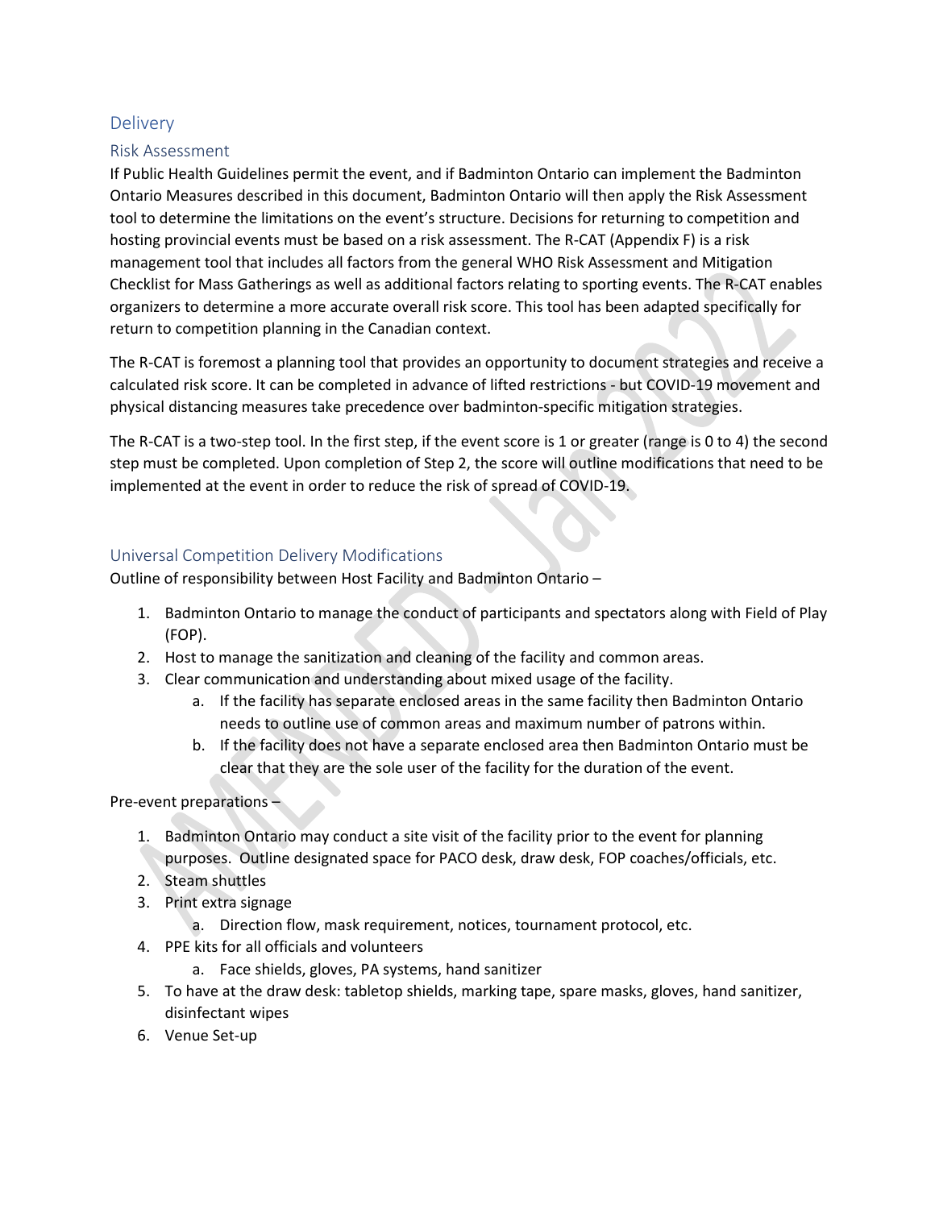## Delivery

### Risk Assessment

If Public Health Guidelines permit the event, and if Badminton Ontario can implement the Badminton Ontario Measures described in this document, Badminton Ontario will then apply the Risk Assessment tool to determine the limitations on the event's structure. Decisions for returning to competition and hosting provincial events must be based on a risk assessment. The R-CAT (Appendix F) is a risk management tool that includes all factors from the general WHO Risk Assessment and Mitigation Checklist for Mass Gatherings as well as additional factors relating to sporting events. The R-CAT enables organizers to determine a more accurate overall risk score. This tool has been adapted specifically for return to competition planning in the Canadian context.

The R-CAT is foremost a planning tool that provides an opportunity to document strategies and receive a calculated risk score. It can be completed in advance of lifted restrictions - but COVID-19 movement and physical distancing measures take precedence over badminton-specific mitigation strategies.

The R-CAT is a two-step tool. In the first step, if the event score is 1 or greater (range is 0 to 4) the second step must be completed. Upon completion of Step 2, the score will outline modifications that need to be implemented at the event in order to reduce the risk of spread of COVID-19.

### Universal Competition Delivery Modifications

Outline of responsibility between Host Facility and Badminton Ontario –

1. Badminton Ontario to manage the conduct of participants and spectators along with Field of Play (FOP).
2. Host to manage the sanitization and cleaning of the facility and common areas.
3. Clear communication and understanding about mixed usage of the facility.
   a. If the facility has separate enclosed areas in the same facility then Badminton Ontario needs to outline use of common areas and maximum number of patrons within.
   b. If the facility does not have a separate enclosed area then Badminton Ontario must be clear that they are the sole user of the facility for the duration of the event.

Pre-event preparations –

1. Badminton Ontario may conduct a site visit of the facility prior to the event for planning purposes. Outline designated space for PACO desk, draw desk, FOP coaches/officials, etc.
2. Steam shuttles
3. Print extra signage
   a. Direction flow, mask requirement, notices, tournament protocol, etc.
4. PPE kits for all officials and volunteers
   a. Face shields, gloves, PA systems, hand sanitizer
5. To have at the draw desk: tabletop shields, marking tape, spare masks, gloves, hand sanitizer, disinfectant wipes
6. Venue Set-up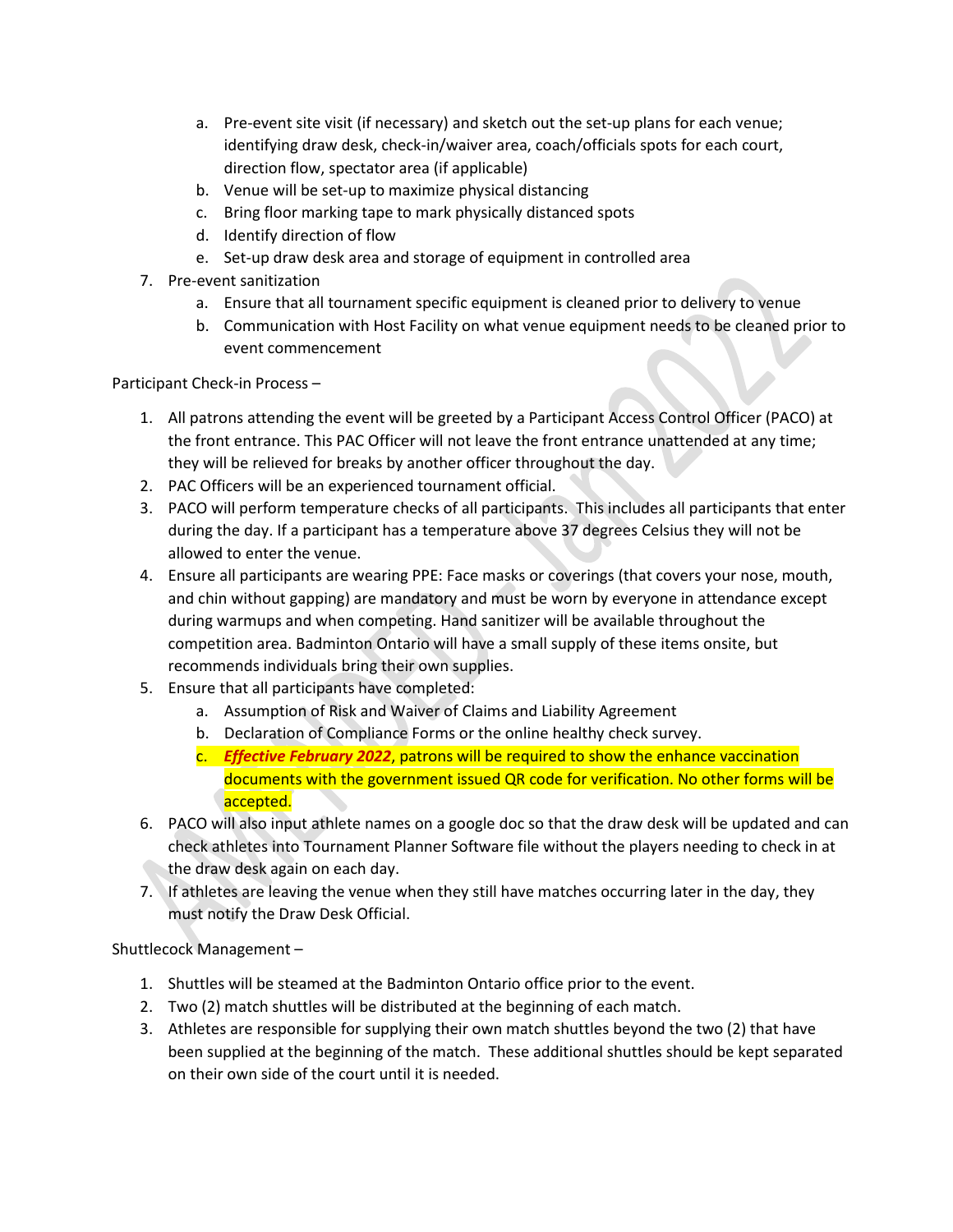a. Pre-event site visit (if necessary) and sketch out the set-up plans for each venue; identifying draw desk, check-in/waiver area, coach/officials spots for each court, direction flow, spectator area (if applicable)
   b. Venue will be set-up to maximize physical distancing
   c. Bring floor marking tape to mark physically distanced spots
   d. Identify direction of flow
   e. Set-up draw desk area and storage of equipment in controlled area
7. Pre-event sanitization
   a. Ensure that all tournament specific equipment is cleaned prior to delivery to venue
   b. Communication with Host Facility on what venue equipment needs to be cleaned prior to event commencement

Participant Check-in Process –

1. All patrons attending the event will be greeted by a Participant Access Control Officer (PACO) at the front entrance. This PAC Officer will not leave the front entrance unattended at any time; they will be relieved for breaks by another officer throughout the day.
2. PAC Officers will be an experienced tournament official.
3. PACO will perform temperature checks of all participants. This includes all participants that enter during the day. If a participant has a temperature above 37 degrees Celsius they will not be allowed to enter the venue.
4. Ensure all participants are wearing PPE: Face masks or coverings (that covers your nose, mouth, and chin without gapping) are mandatory and must be worn by everyone in attendance except during warmups and when competing. Hand sanitizer will be available throughout the competition area. Badminton Ontario will have a small supply of these items onsite, but recommends individuals bring their own supplies.
5. Ensure that all participants have completed:
   a. Assumption of Risk and Waiver of Claims and Liability Agreement
   b. Declaration of Compliance Forms or the online healthy check survey.
   c. ***Effective February 2022***, patrons will be required to show the enhance vaccination documents with the government issued QR code for verification. No other forms will be accepted.
6. PACO will also input athlete names on a google doc so that the draw desk will be updated and can check athletes into Tournament Planner Software file without the players needing to check in at the draw desk again on each day.
7. If athletes are leaving the venue when they still have matches occurring later in the day, they must notify the Draw Desk Official.

Shuttlecock Management –

1. Shuttles will be steamed at the Badminton Ontario office prior to the event.
2. Two (2) match shuttles will be distributed at the beginning of each match.
3. Athletes are responsible for supplying their own match shuttles beyond the two (2) that have been supplied at the beginning of the match. These additional shuttles should be kept separated on their own side of the court until it is needed.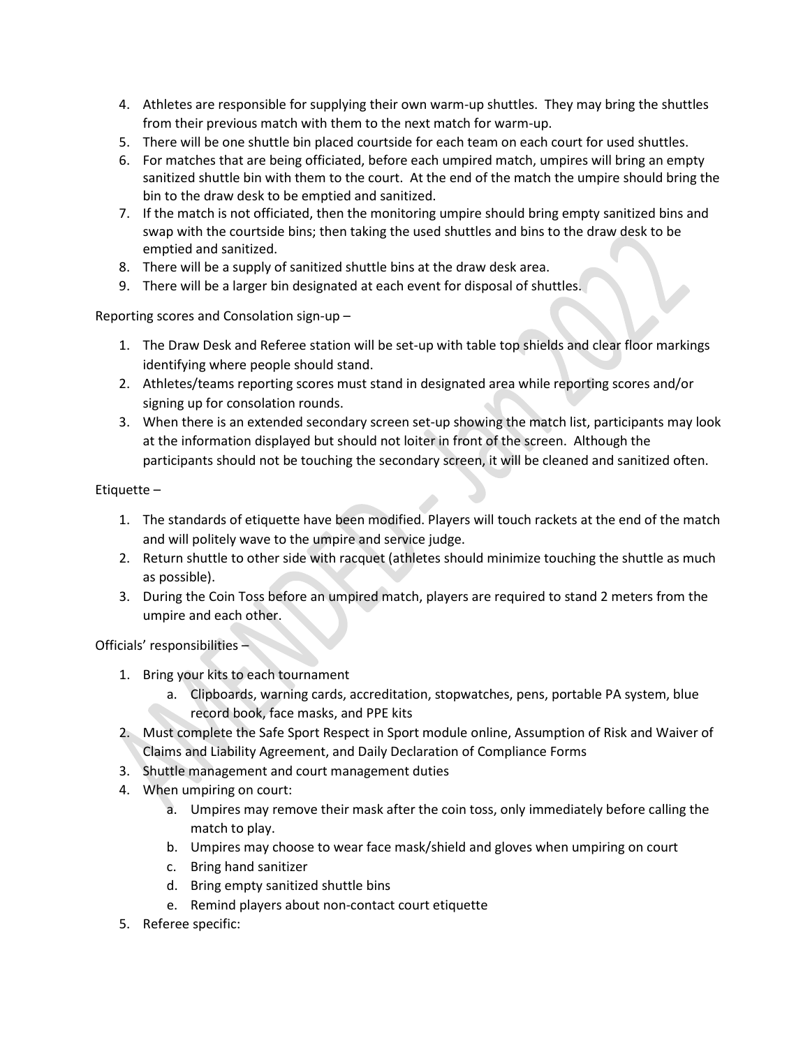4. Athletes are responsible for supplying their own warm-up shuttles. They may bring the shuttles from their previous match with them to the next match for warm-up.
5. There will be one shuttle bin placed courtside for each team on each court for used shuttles.
6. For matches that are being officiated, before each umpired match, umpires will bring an empty sanitized shuttle bin with them to the court. At the end of the match the umpire should bring the bin to the draw desk to be emptied and sanitized.
7. If the match is not officiated, then the monitoring umpire should bring empty sanitized bins and swap with the courtside bins; then taking the used shuttles and bins to the draw desk to be emptied and sanitized.
8. There will be a supply of sanitized shuttle bins at the draw desk area.
9. There will be a larger bin designated at each event for disposal of shuttles.

Reporting scores and Consolation sign-up –

1. The Draw Desk and Referee station will be set-up with table top shields and clear floor markings identifying where people should stand.
2. Athletes/teams reporting scores must stand in designated area while reporting scores and/or signing up for consolation rounds.
3. When there is an extended secondary screen set-up showing the match list, participants may look at the information displayed but should not loiter in front of the screen. Although the participants should not be touching the secondary screen, it will be cleaned and sanitized often.

Etiquette –

1. The standards of etiquette have been modified. Players will touch rackets at the end of the match and will politely wave to the umpire and service judge.
2. Return shuttle to other side with racquet (athletes should minimize touching the shuttle as much as possible).
3. During the Coin Toss before an umpired match, players are required to stand 2 meters from the umpire and each other.

Officials' responsibilities –

1. Bring your kits to each tournament
   a. Clipboards, warning cards, accreditation, stopwatches, pens, portable PA system, blue record book, face masks, and PPE kits
2. Must complete the Safe Sport Respect in Sport module online, Assumption of Risk and Waiver of Claims and Liability Agreement, and Daily Declaration of Compliance Forms
3. Shuttle management and court management duties
4. When umpiring on court:
   a. Umpires may remove their mask after the coin toss, only immediately before calling the match to play.
   b. Umpires may choose to wear face mask/shield and gloves when umpiring on court
   c. Bring hand sanitizer
   d. Bring empty sanitized shuttle bins
   e. Remind players about non-contact court etiquette
5. Referee specific: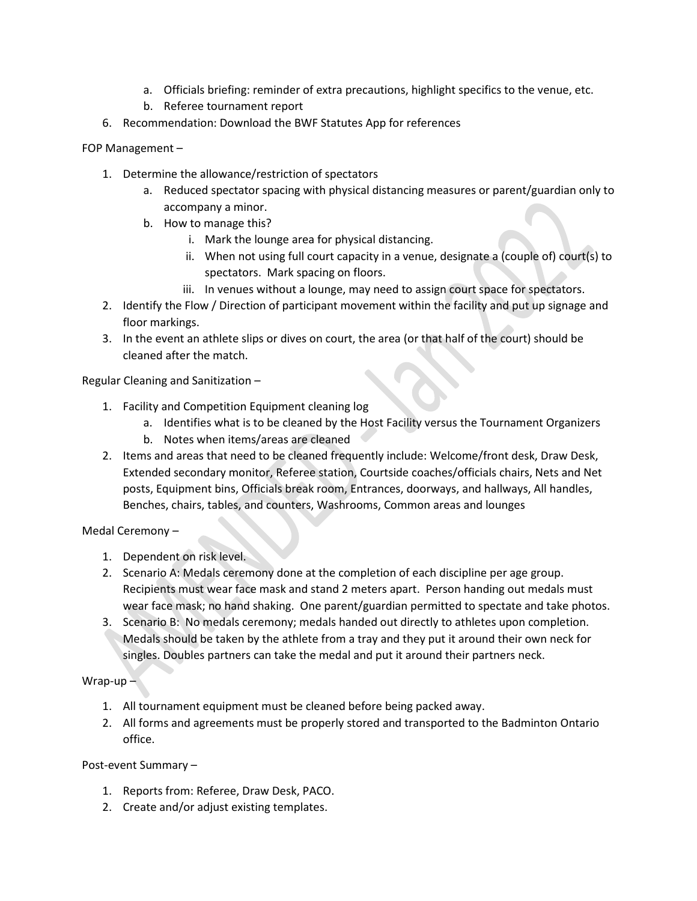a. Officials briefing: reminder of extra precautions, highlight specifics to the venue, etc.
   b. Referee tournament report
6. Recommendation: Download the BWF Statutes App for references

FOP Management –

1. Determine the allowance/restriction of spectators
   a. Reduced spectator spacing with physical distancing measures or parent/guardian only to accompany a minor.
   b. How to manage this?
      i. Mark the lounge area for physical distancing.
      ii. When not using full court capacity in a venue, designate a (couple of) court(s) to spectators. Mark spacing on floors.
      iii. In venues without a lounge, may need to assign court space for spectators.
2. Identify the Flow / Direction of participant movement within the facility and put up signage and floor markings.
3. In the event an athlete slips or dives on court, the area (or that half of the court) should be cleaned after the match.

Regular Cleaning and Sanitization –

1. Facility and Competition Equipment cleaning log
   a. Identifies what is to be cleaned by the Host Facility versus the Tournament Organizers
   b. Notes when items/areas are cleaned
2. Items and areas that need to be cleaned frequently include: Welcome/front desk, Draw Desk, Extended secondary monitor, Referee station, Courtside coaches/officials chairs, Nets and Net posts, Equipment bins, Officials break room, Entrances, doorways, and hallways, All handles, Benches, chairs, tables, and counters, Washrooms, Common areas and lounges

Medal Ceremony –

1. Dependent on risk level.
2. Scenario A: Medals ceremony done at the completion of each discipline per age group. Recipients must wear face mask and stand 2 meters apart. Person handing out medals must wear face mask; no hand shaking. One parent/guardian permitted to spectate and take photos.
3. Scenario B: No medals ceremony; medals handed out directly to athletes upon completion. Medals should be taken by the athlete from a tray and they put it around their own neck for singles. Doubles partners can take the medal and put it around their partners neck.

Wrap-up –

1. All tournament equipment must be cleaned before being packed away.
2. All forms and agreements must be properly stored and transported to the Badminton Ontario office.

Post-event Summary –

1. Reports from: Referee, Draw Desk, PACO.
2. Create and/or adjust existing templates.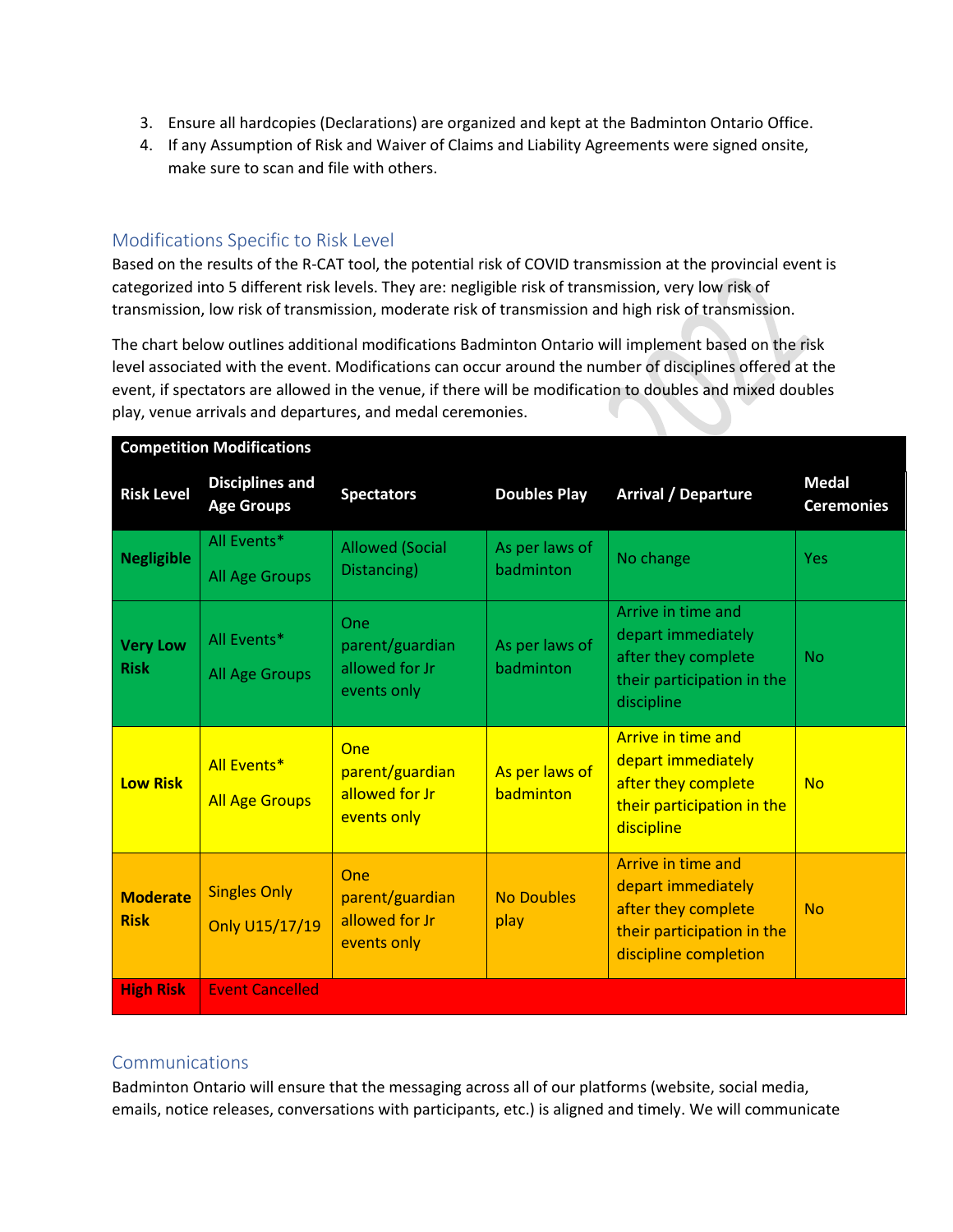3. Ensure all hardcopies (Declarations) are organized and kept at the Badminton Ontario Office.
4. If any Assumption of Risk and Waiver of Claims and Liability Agreements were signed onsite, make sure to scan and file with others.

## Modifications Specific to Risk Level

Based on the results of the R-CAT tool, the potential risk of COVID transmission at the provincial event is categorized into 5 different risk levels. They are: negligible risk of transmission, very low risk of transmission, low risk of transmission, moderate risk of transmission and high risk of transmission.

The chart below outlines additional modifications Badminton Ontario will implement based on the risk level associated with the event. Modifications can occur around the number of disciplines offered at the event, if spectators are allowed in the venue, if there will be modification to doubles and mixed doubles play, venue arrivals and departures, and medal ceremonies.

| **Competition Modifications** | | | | | |
|---|---|---|---|---|---|
| **Risk Level** | **Disciplines and Age Groups** | **Spectators** | **Doubles Play** | **Arrival / Departure** | **Medal Ceremonies** |
| **Negligible** | All Events* All Age Groups | Allowed (Social Distancing) | As per laws of badminton | No change | Yes |
| **Very Low Risk** | All Events* All Age Groups | One parent/guardian allowed for Jr events only | As per laws of badminton | Arrive in time and depart immediately after they complete their participation in the discipline | No |
| **Low Risk** | All Events* All Age Groups | One parent/guardian allowed for Jr events only | As per laws of badminton | Arrive in time and depart immediately after they complete their participation in the discipline | No |
| **Moderate Risk** | Singles Only Only U15/17/19 | One parent/guardian allowed for Jr events only | No Doubles play | Arrive in time and depart immediately after they complete their participation in the discipline completion | No |
| **High Risk** | Event Cancelled | | | | |

## Communications

Badminton Ontario will ensure that the messaging across all of our platforms (website, social media, emails, notice releases, conversations with participants, etc.) is aligned and timely. We will communicate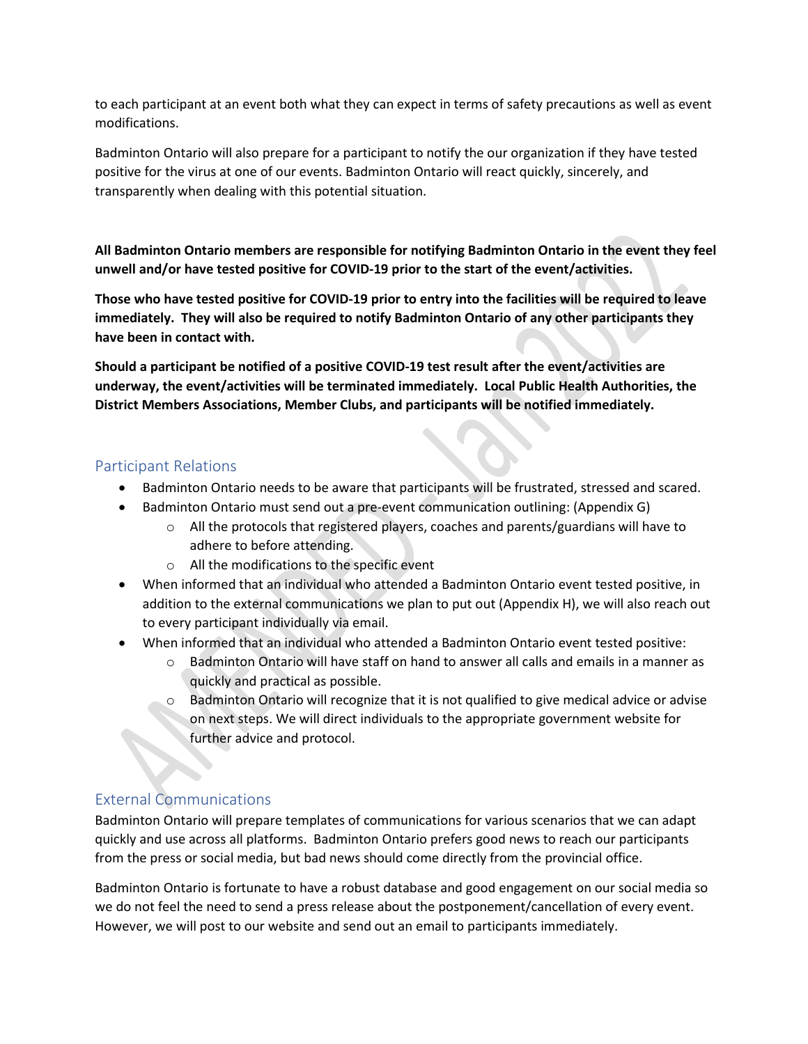to each participant at an event both what they can expect in terms of safety precautions as well as event modifications.

Badminton Ontario will also prepare for a participant to notify the our organization if they have tested positive for the virus at one of our events. Badminton Ontario will react quickly, sincerely, and transparently when dealing with this potential situation.

**All Badminton Ontario members are responsible for notifying Badminton Ontario in the event they feel unwell and/or have tested positive for COVID-19 prior to the start of the event/activities.**

**Those who have tested positive for COVID-19 prior to entry into the facilities will be required to leave immediately. They will also be required to notify Badminton Ontario of any other participants they have been in contact with.**

**Should a participant be notified of a positive COVID-19 test result after the event/activities are underway, the event/activities will be terminated immediately. Local Public Health Authorities, the District Members Associations, Member Clubs, and participants will be notified immediately.**

## Participant Relations

- Badminton Ontario needs to be aware that participants will be frustrated, stressed and scared.
- Badminton Ontario must send out a pre-event communication outlining: (Appendix G)
  - All the protocols that registered players, coaches and parents/guardians will have to adhere to before attending.
  - All the modifications to the specific event
- When informed that an individual who attended a Badminton Ontario event tested positive, in addition to the external communications we plan to put out (Appendix H), we will also reach out to every participant individually via email.
- When informed that an individual who attended a Badminton Ontario event tested positive:
  - Badminton Ontario will have staff on hand to answer all calls and emails in a manner as quickly and practical as possible.
  - Badminton Ontario will recognize that it is not qualified to give medical advice or advise on next steps. We will direct individuals to the appropriate government website for further advice and protocol.

## External Communications

Badminton Ontario will prepare templates of communications for various scenarios that we can adapt quickly and use across all platforms. Badminton Ontario prefers good news to reach our participants from the press or social media, but bad news should come directly from the provincial office.

Badminton Ontario is fortunate to have a robust database and good engagement on our social media so we do not feel the need to send a press release about the postponement/cancellation of every event. However, we will post to our website and send out an email to participants immediately.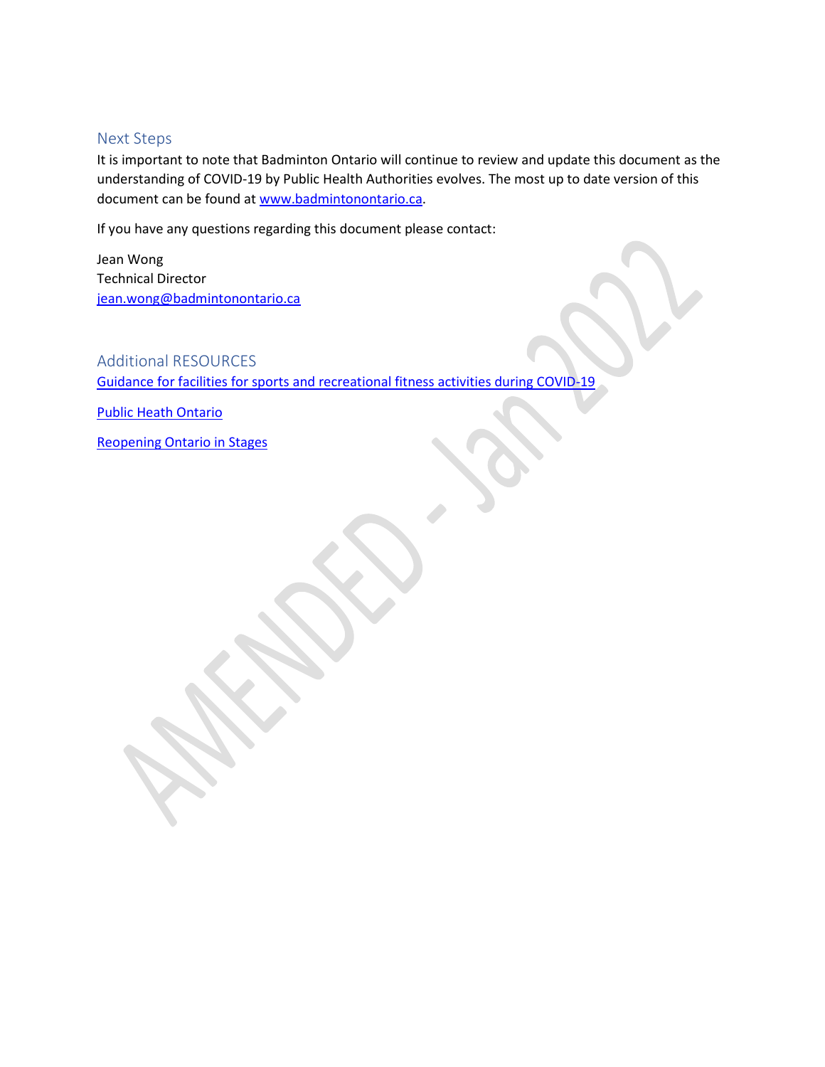## Next Steps

It is important to note that Badminton Ontario will continue to review and update this document as the understanding of COVID-19 by Public Health Authorities evolves. The most up to date version of this document can be found at [www.badmintonontario.ca](http://www.badmintonontario.ca).

If you have any questions regarding this document please contact:

Jean Wong
Technical Director
[jean.wong@badmintonontario.ca](mailto:jean.wong@badmintonontario.ca)

## Additional RESOURCES

[Guidance for facilities for sports and recreational fitness activities during COVID-19]()

[Public Heath Ontario]()

[Reopening Ontario in Stages]()

AMENDED - Jan 2022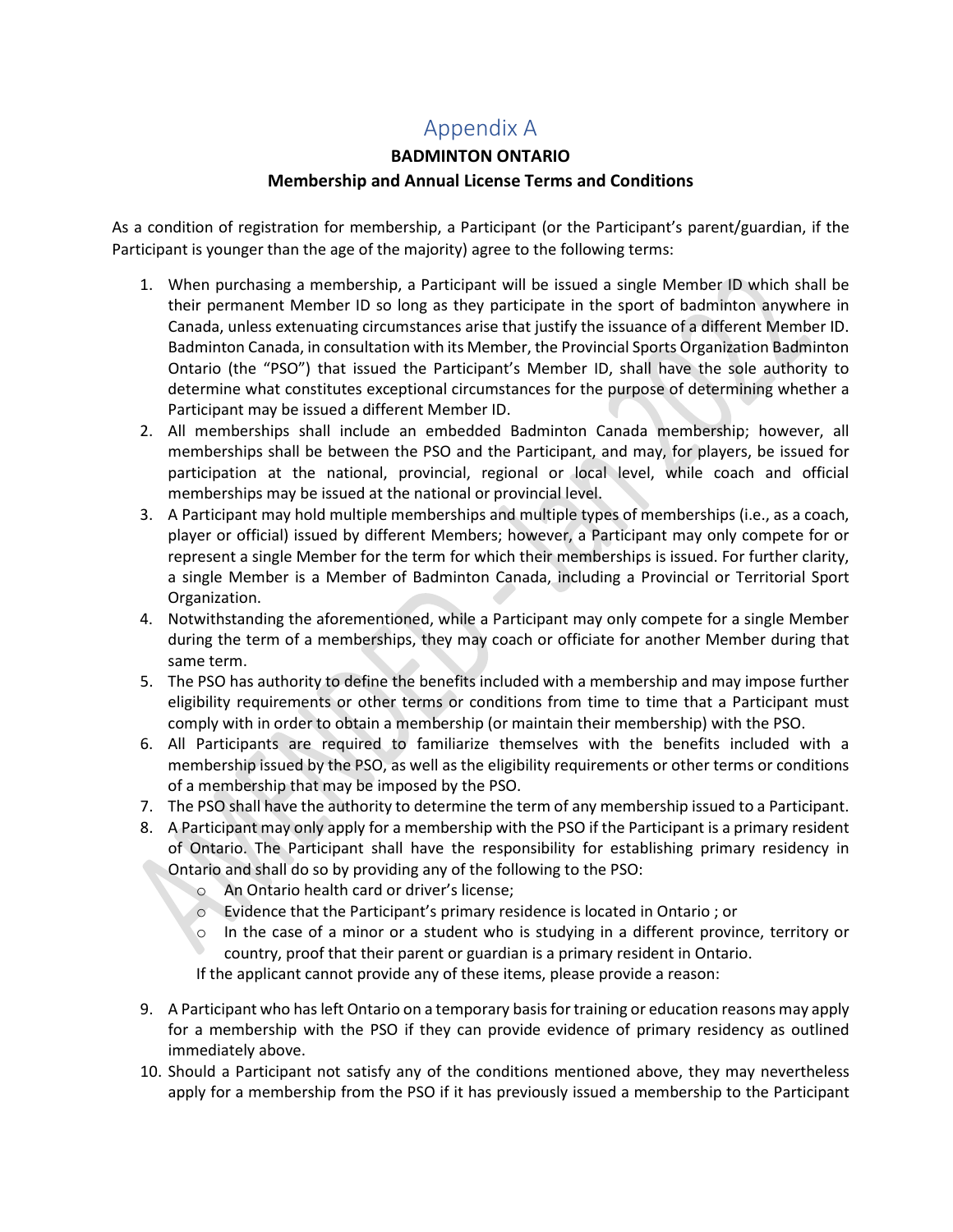# Appendix A

## BADMINTON ONTARIO

### Membership and Annual License Terms and Conditions

As a condition of registration for membership, a Participant (or the Participant's parent/guardian, if the Participant is younger than the age of the majority) agree to the following terms:

1. When purchasing a membership, a Participant will be issued a single Member ID which shall be their permanent Member ID so long as they participate in the sport of badminton anywhere in Canada, unless extenuating circumstances arise that justify the issuance of a different Member ID. Badminton Canada, in consultation with its Member, the Provincial Sports Organization Badminton Ontario (the "PSO") that issued the Participant's Member ID, shall have the sole authority to determine what constitutes exceptional circumstances for the purpose of determining whether a Participant may be issued a different Member ID.
2. All memberships shall include an embedded Badminton Canada membership; however, all memberships shall be between the PSO and the Participant, and may, for players, be issued for participation at the national, provincial, regional or local level, while coach and official memberships may be issued at the national or provincial level.
3. A Participant may hold multiple memberships and multiple types of memberships (i.e., as a coach, player or official) issued by different Members; however, a Participant may only compete for or represent a single Member for the term for which their memberships is issued. For further clarity, a single Member is a Member of Badminton Canada, including a Provincial or Territorial Sport Organization.
4. Notwithstanding the aforementioned, while a Participant may only compete for a single Member during the term of a memberships, they may coach or officiate for another Member during that same term.
5. The PSO has authority to define the benefits included with a membership and may impose further eligibility requirements or other terms or conditions from time to time that a Participant must comply with in order to obtain a membership (or maintain their membership) with the PSO.
6. All Participants are required to familiarize themselves with the benefits included with a membership issued by the PSO, as well as the eligibility requirements or other terms or conditions of a membership that may be imposed by the PSO.
7. The PSO shall have the authority to determine the term of any membership issued to a Participant.
8. A Participant may only apply for a membership with the PSO if the Participant is a primary resident of Ontario. The Participant shall have the responsibility for establishing primary residency in Ontario and shall do so by providing any of the following to the PSO:
   - An Ontario health card or driver's license;
   - Evidence that the Participant's primary residence is located in Ontario ; or
   - In the case of a minor or a student who is studying in a different province, territory or country, proof that their parent or guardian is a primary resident in Ontario.

   If the applicant cannot provide any of these items, please provide a reason:
9. A Participant who has left Ontario on a temporary basis for training or education reasons may apply for a membership with the PSO if they can provide evidence of primary residency as outlined immediately above.
10. Should a Participant not satisfy any of the conditions mentioned above, they may nevertheless apply for a membership from the PSO if it has previously issued a membership to the Participant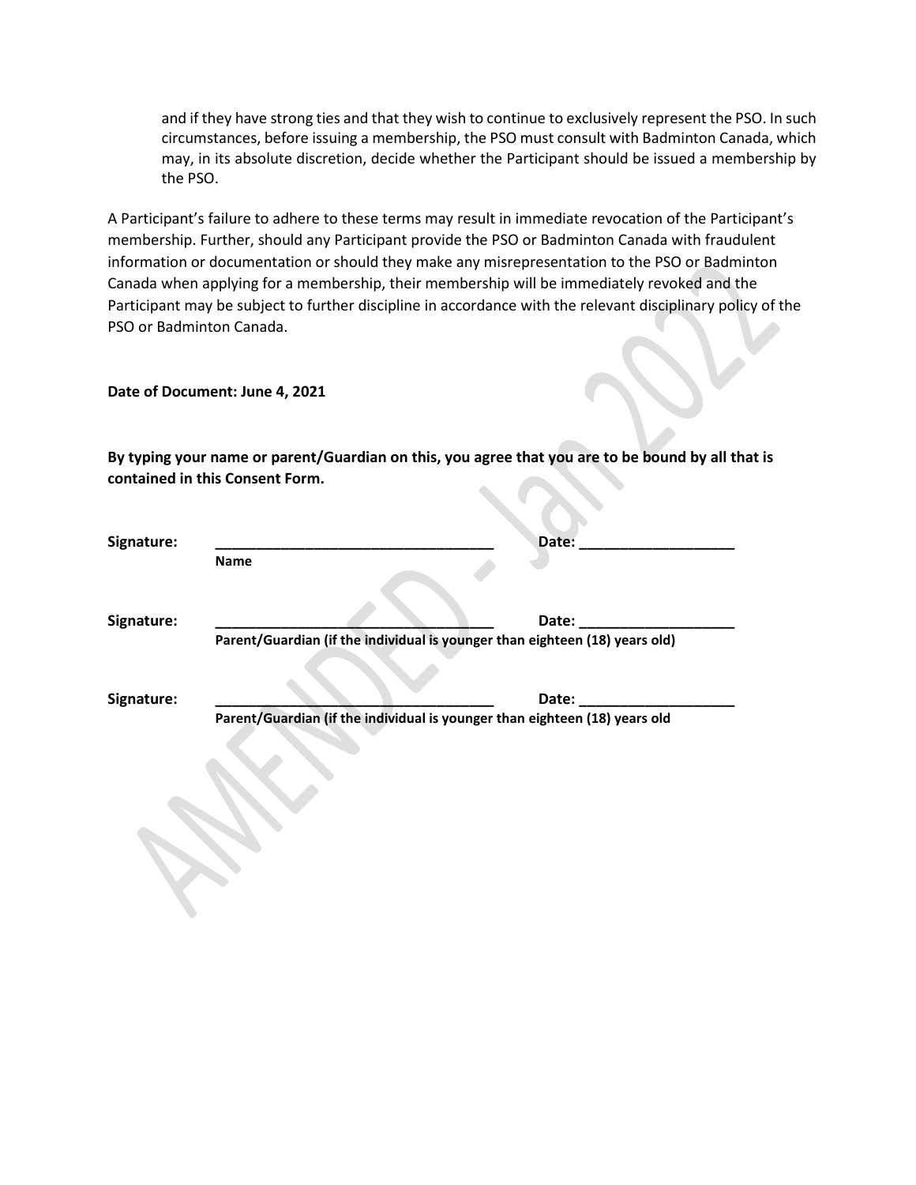and if they have strong ties and that they wish to continue to exclusively represent the PSO. In such circumstances, before issuing a membership, the PSO must consult with Badminton Canada, which may, in its absolute discretion, decide whether the Participant should be issued a membership by the PSO.

A Participant's failure to adhere to these terms may result in immediate revocation of the Participant's membership. Further, should any Participant provide the PSO or Badminton Canada with fraudulent information or documentation or should they make any misrepresentation to the PSO or Badminton Canada when applying for a membership, their membership will be immediately revoked and the Participant may be subject to further discipline in accordance with the relevant disciplinary policy of the PSO or Badminton Canada.

AMENDED - Jan 2022

**Date of Document: June 4, 2021**

**By typing your name or parent/Guardian on this, you agree that you are to be bound by all that is contained in this Consent Form.**

**Signature:** ___________________________________ **Date:** ___________________
**Name**

**Signature:** ___________________________________ **Date:** ___________________
**Parent/Guardian (if the individual is younger than eighteen (18) years old)**

**Signature:** ___________________________________ **Date:** ___________________
**Parent/Guardian (if the individual is younger than eighteen (18) years old**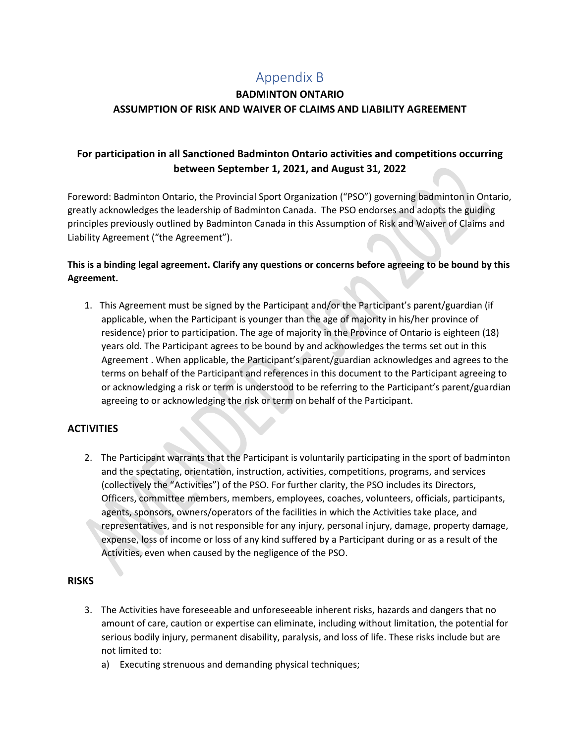# Appendix B

## BADMINTON ONTARIO
## ASSUMPTION OF RISK AND WAIVER OF CLAIMS AND LIABILITY AGREEMENT

### For participation in all Sanctioned Badminton Ontario activities and competitions occurring between September 1, 2021, and August 31, 2022

Foreword: Badminton Ontario, the Provincial Sport Organization ("PSO") governing badminton in Ontario, greatly acknowledges the leadership of Badminton Canada. The PSO endorses and adopts the guiding principles previously outlined by Badminton Canada in this Assumption of Risk and Waiver of Claims and Liability Agreement ("the Agreement").

**This is a binding legal agreement. Clarify any questions or concerns before agreeing to be bound by this Agreement.**

1. This Agreement must be signed by the Participant and/or the Participant's parent/guardian (if applicable, when the Participant is younger than the age of majority in his/her province of residence) prior to participation. The age of majority in the Province of Ontario is eighteen (18) years old. The Participant agrees to be bound by and acknowledges the terms set out in this Agreement . When applicable, the Participant's parent/guardian acknowledges and agrees to the terms on behalf of the Participant and references in this document to the Participant agreeing to or acknowledging a risk or term is understood to be referring to the Participant's parent/guardian agreeing to or acknowledging the risk or term on behalf of the Participant.

### ACTIVITIES

2. The Participant warrants that the Participant is voluntarily participating in the sport of badminton and the spectating, orientation, instruction, activities, competitions, programs, and services (collectively the "Activities") of the PSO. For further clarity, the PSO includes its Directors, Officers, committee members, members, employees, coaches, volunteers, officials, participants, agents, sponsors, owners/operators of the facilities in which the Activities take place, and representatives, and is not responsible for any injury, personal injury, damage, property damage, expense, loss of income or loss of any kind suffered by a Participant during or as a result of the Activities, even when caused by the negligence of the PSO.

### RISKS

3. The Activities have foreseeable and unforeseeable inherent risks, hazards and dangers that no amount of care, caution or expertise can eliminate, including without limitation, the potential for serious bodily injury, permanent disability, paralysis, and loss of life. These risks include but are not limited to:
    a) Executing strenuous and demanding physical techniques;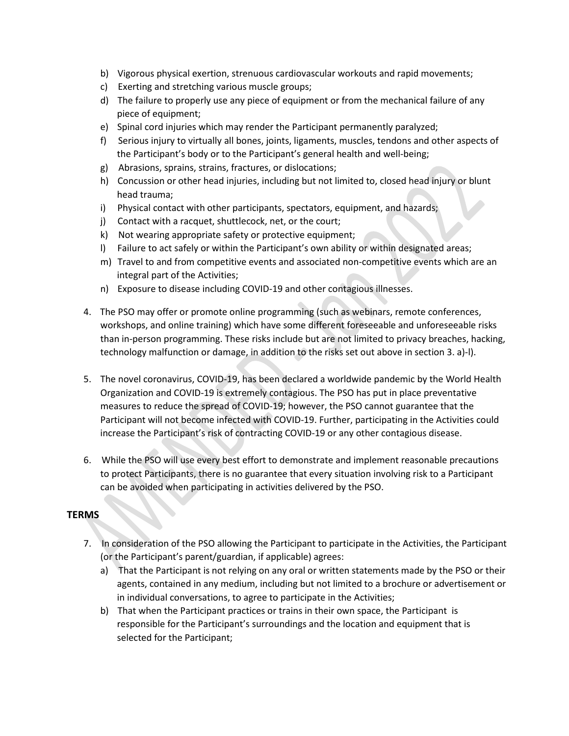b) Vigorous physical exertion, strenuous cardiovascular workouts and rapid movements;
c) Exerting and stretching various muscle groups;
d) The failure to properly use any piece of equipment or from the mechanical failure of any piece of equipment;
e) Spinal cord injuries which may render the Participant permanently paralyzed;
f) Serious injury to virtually all bones, joints, ligaments, muscles, tendons and other aspects of the Participant's body or to the Participant's general health and well-being;
g) Abrasions, sprains, strains, fractures, or dislocations;
h) Concussion or other head injuries, including but not limited to, closed head injury or blunt head trauma;
i) Physical contact with other participants, spectators, equipment, and hazards;
j) Contact with a racquet, shuttlecock, net, or the court;
k) Not wearing appropriate safety or protective equipment;
l) Failure to act safely or within the Participant's own ability or within designated areas;
m) Travel to and from competitive events and associated non-competitive events which are an integral part of the Activities;
n) Exposure to disease including COVID-19 and other contagious illnesses.

4. The PSO may offer or promote online programming (such as webinars, remote conferences, workshops, and online training) which have some different foreseeable and unforeseeable risks than in-person programming. These risks include but are not limited to privacy breaches, hacking, technology malfunction or damage, in addition to the risks set out above in section 3. a)-l).

5. The novel coronavirus, COVID-19, has been declared a worldwide pandemic by the World Health Organization and COVID-19 is extremely contagious. The PSO has put in place preventative measures to reduce the spread of COVID-19; however, the PSO cannot guarantee that the Participant will not become infected with COVID-19. Further, participating in the Activities could increase the Participant's risk of contracting COVID-19 or any other contagious disease.

6. While the PSO will use every best effort to demonstrate and implement reasonable precautions to protect Participants, there is no guarantee that every situation involving risk to a Participant can be avoided when participating in activities delivered by the PSO.

## TERMS

7. In consideration of the PSO allowing the Participant to participate in the Activities, the Participant (or the Participant's parent/guardian, if applicable) agrees:
   a) That the Participant is not relying on any oral or written statements made by the PSO or their agents, contained in any medium, including but not limited to a brochure or advertisement or in individual conversations, to agree to participate in the Activities;
   b) That when the Participant practices or trains in their own space, the Participant is responsible for the Participant's surroundings and the location and equipment that is selected for the Participant;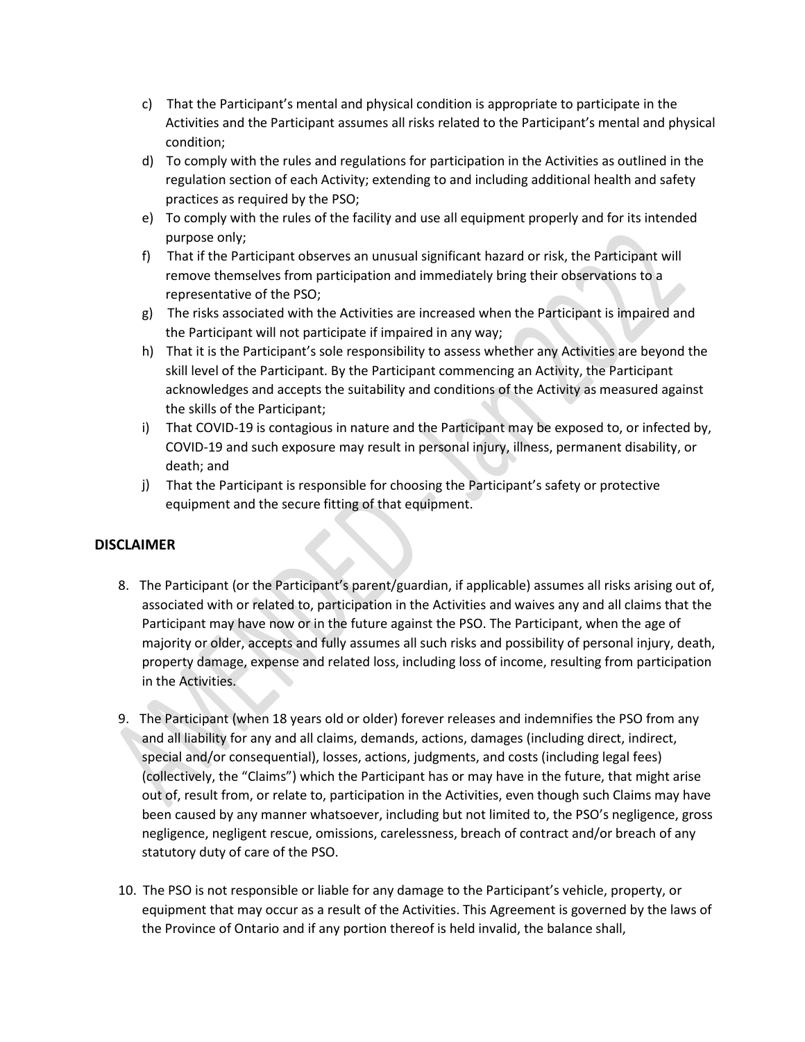c) That the Participant's mental and physical condition is appropriate to participate in the Activities and the Participant assumes all risks related to the Participant's mental and physical condition;
d) To comply with the rules and regulations for participation in the Activities as outlined in the regulation section of each Activity; extending to and including additional health and safety practices as required by the PSO;
e) To comply with the rules of the facility and use all equipment properly and for its intended purpose only;
f) That if the Participant observes an unusual significant hazard or risk, the Participant will remove themselves from participation and immediately bring their observations to a representative of the PSO;
g) The risks associated with the Activities are increased when the Participant is impaired and the Participant will not participate if impaired in any way;
h) That it is the Participant's sole responsibility to assess whether any Activities are beyond the skill level of the Participant. By the Participant commencing an Activity, the Participant acknowledges and accepts the suitability and conditions of the Activity as measured against the skills of the Participant;
i) That COVID-19 is contagious in nature and the Participant may be exposed to, or infected by, COVID-19 and such exposure may result in personal injury, illness, permanent disability, or death; and
j) That the Participant is responsible for choosing the Participant's safety or protective equipment and the secure fitting of that equipment.

## DISCLAIMER

8. The Participant (or the Participant's parent/guardian, if applicable) assumes all risks arising out of, associated with or related to, participation in the Activities and waives any and all claims that the Participant may have now or in the future against the PSO. The Participant, when the age of majority or older, accepts and fully assumes all such risks and possibility of personal injury, death, property damage, expense and related loss, including loss of income, resulting from participation in the Activities.

9. The Participant (when 18 years old or older) forever releases and indemnifies the PSO from any and all liability for any and all claims, demands, actions, damages (including direct, indirect, special and/or consequential), losses, actions, judgments, and costs (including legal fees) (collectively, the "Claims") which the Participant has or may have in the future, that might arise out of, result from, or relate to, participation in the Activities, even though such Claims may have been caused by any manner whatsoever, including but not limited to, the PSO's negligence, gross negligence, negligent rescue, omissions, carelessness, breach of contract and/or breach of any statutory duty of care of the PSO.

10. The PSO is not responsible or liable for any damage to the Participant's vehicle, property, or equipment that may occur as a result of the Activities. This Agreement is governed by the laws of the Province of Ontario and if any portion thereof is held invalid, the balance shall,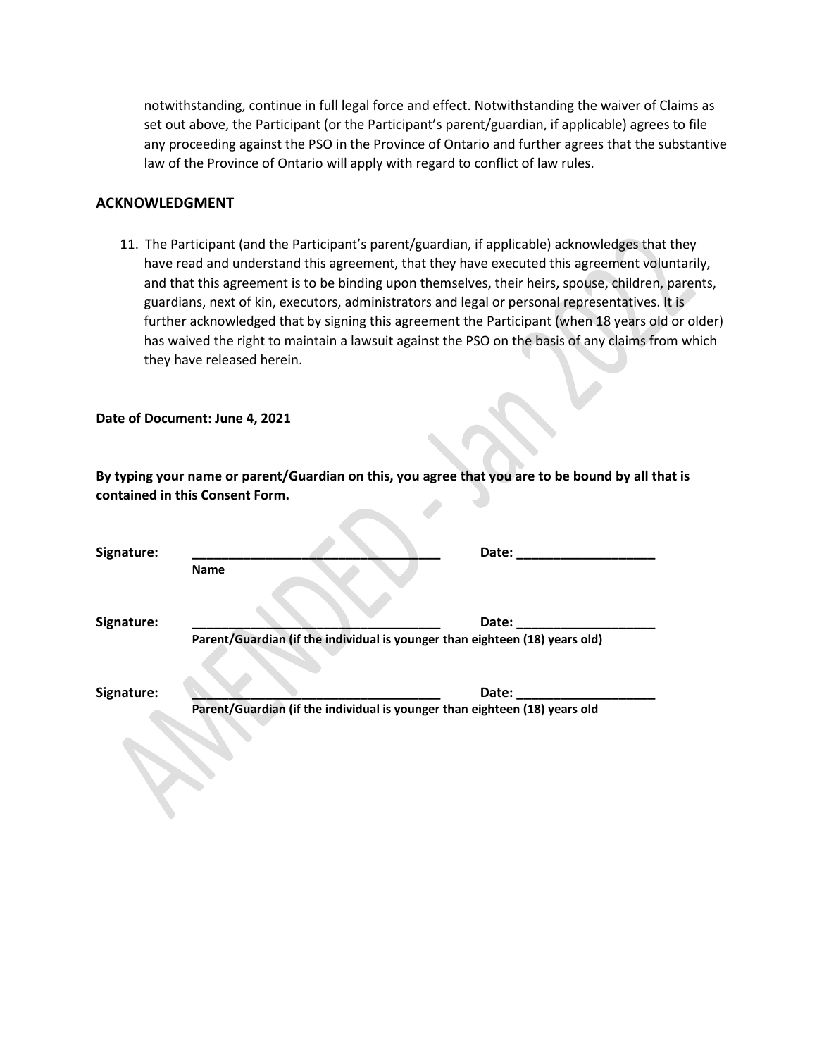notwithstanding, continue in full legal force and effect. Notwithstanding the waiver of Claims as set out above, the Participant (or the Participant's parent/guardian, if applicable) agrees to file any proceeding against the PSO in the Province of Ontario and further agrees that the substantive law of the Province of Ontario will apply with regard to conflict of law rules.

## ACKNOWLEDGMENT

11. The Participant (and the Participant's parent/guardian, if applicable) acknowledges that they have read and understand this agreement, that they have executed this agreement voluntarily, and that this agreement is to be binding upon themselves, their heirs, spouse, children, parents, guardians, next of kin, executors, administrators and legal or personal representatives. It is further acknowledged that by signing this agreement the Participant (when 18 years old or older) has waived the right to maintain a lawsuit against the PSO on the basis of any claims from which they have released herein.

**Date of Document: June 4, 2021**

**By typing your name or parent/Guardian on this, you agree that you are to be bound by all that is contained in this Consent Form.**

**Signature:** ___________________________________ **Date:** ____________________
**Name**

**Signature:** ___________________________________ **Date:** ____________________
**Parent/Guardian (if the individual is younger than eighteen (18) years old)**

**Signature:** ___________________________________ **Date:** ____________________
**Parent/Guardian (if the individual is younger than eighteen (18) years old**

AMENDED - Jan 2022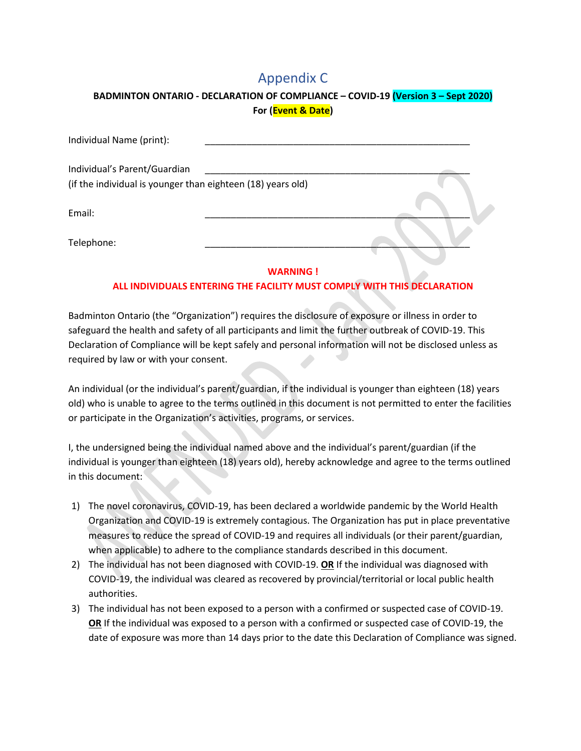# Appendix C

**BADMINTON ONTARIO - DECLARATION OF COMPLIANCE – COVID-19 (Version 3 – Sept 2020)**
**For (Event & Date)**

Individual Name (print): ______________________________________________

Individual's Parent/Guardian ______________________________________________
(if the individual is younger than eighteen (18) years old)

Email: ______________________________________________

Telephone: ______________________________________________

**WARNING !**
**ALL INDIVIDUALS ENTERING THE FACILITY MUST COMPLY WITH THIS DECLARATION**

Badminton Ontario (the "Organization") requires the disclosure of exposure or illness in order to safeguard the health and safety of all participants and limit the further outbreak of COVID-19. This Declaration of Compliance will be kept safely and personal information will not be disclosed unless as required by law or with your consent.

An individual (or the individual's parent/guardian, if the individual is younger than eighteen (18) years old) who is unable to agree to the terms outlined in this document is not permitted to enter the facilities or participate in the Organization's activities, programs, or services.

I, the undersigned being the individual named above and the individual's parent/guardian (if the individual is younger than eighteen (18) years old), hereby acknowledge and agree to the terms outlined in this document:

1) The novel coronavirus, COVID-19, has been declared a worldwide pandemic by the World Health Organization and COVID-19 is extremely contagious. The Organization has put in place preventative measures to reduce the spread of COVID-19 and requires all individuals (or their parent/guardian, when applicable) to adhere to the compliance standards described in this document.
2) The individual has not been diagnosed with COVID-19. **OR** If the individual was diagnosed with COVID-19, the individual was cleared as recovered by provincial/territorial or local public health authorities.
3) The individual has not been exposed to a person with a confirmed or suspected case of COVID-19. **OR** If the individual was exposed to a person with a confirmed or suspected case of COVID-19, the date of exposure was more than 14 days prior to the date this Declaration of Compliance was signed.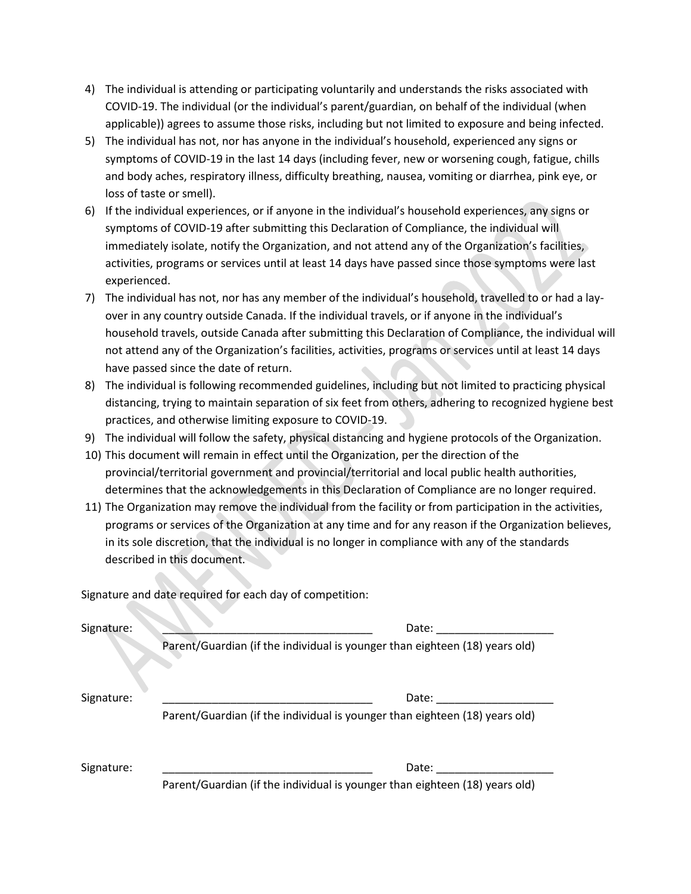4) The individual is attending or participating voluntarily and understands the risks associated with COVID-19. The individual (or the individual's parent/guardian, on behalf of the individual (when applicable)) agrees to assume those risks, including but not limited to exposure and being infected.
5) The individual has not, nor has anyone in the individual's household, experienced any signs or symptoms of COVID-19 in the last 14 days (including fever, new or worsening cough, fatigue, chills and body aches, respiratory illness, difficulty breathing, nausea, vomiting or diarrhea, pink eye, or loss of taste or smell).
6) If the individual experiences, or if anyone in the individual's household experiences, any signs or symptoms of COVID-19 after submitting this Declaration of Compliance, the individual will immediately isolate, notify the Organization, and not attend any of the Organization's facilities, activities, programs or services until at least 14 days have passed since those symptoms were last experienced.
7) The individual has not, nor has any member of the individual's household, travelled to or had a lay-over in any country outside Canada. If the individual travels, or if anyone in the individual's household travels, outside Canada after submitting this Declaration of Compliance, the individual will not attend any of the Organization's facilities, activities, programs or services until at least 14 days have passed since the date of return.
8) The individual is following recommended guidelines, including but not limited to practicing physical distancing, trying to maintain separation of six feet from others, adhering to recognized hygiene best practices, and otherwise limiting exposure to COVID-19.
9) The individual will follow the safety, physical distancing and hygiene protocols of the Organization.
10) This document will remain in effect until the Organization, per the direction of the provincial/territorial government and provincial/territorial and local public health authorities, determines that the acknowledgements in this Declaration of Compliance are no longer required.
11) The Organization may remove the individual from the facility or from participation in the activities, programs or services of the Organization at any time and for any reason if the Organization believes, in its sole discretion, that the individual is no longer in compliance with any of the standards described in this document.

Signature and date required for each day of competition:

Signature: ________________________________ Date: __________________
Parent/Guardian (if the individual is younger than eighteen (18) years old)

Signature: ________________________________ Date: __________________
Parent/Guardian (if the individual is younger than eighteen (18) years old)

Signature: ________________________________ Date: __________________
Parent/Guardian (if the individual is younger than eighteen (18) years old)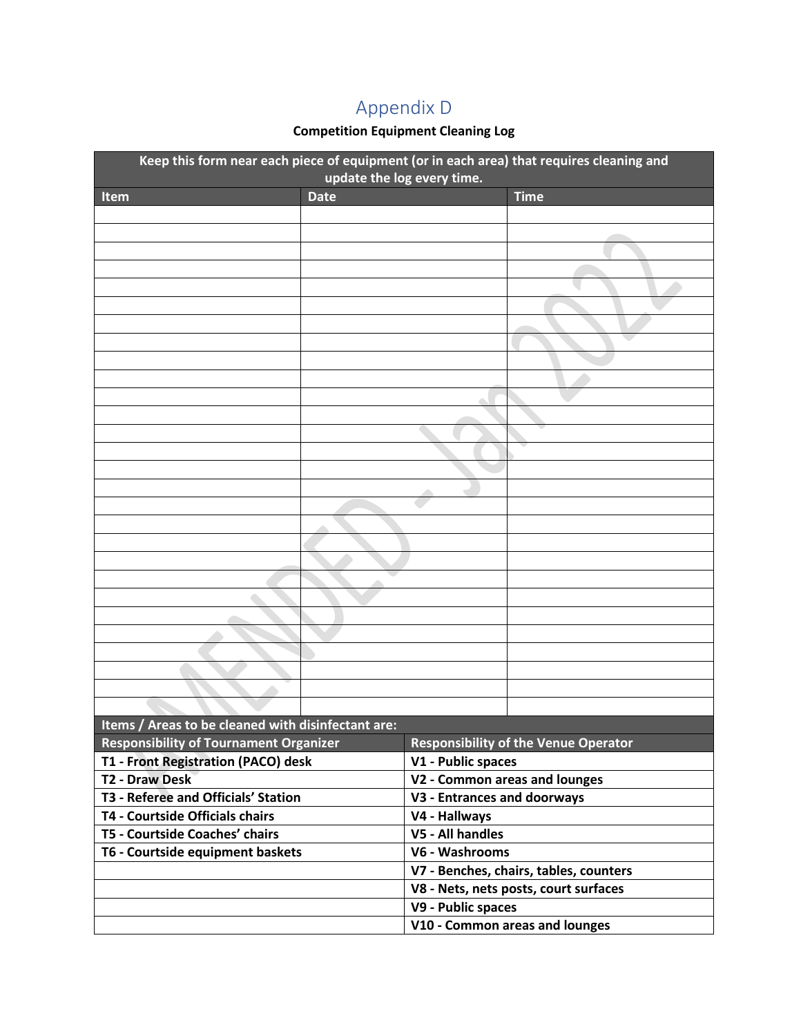# Appendix D

**Competition Equipment Cleaning Log**

| Keep this form near each piece of equipment (or in each area) that requires cleaning and update the log every time. | | |
|---|---|---|
| **Item** | **Date** | **Time** |
| | | |
| | | |
| | | |
| | | |
| | | |
| | | |
| | | |
| | | |
| | | |
| | | |
| | | |
| | | |
| | | |
| | | |
| | | |
| | | |
| | | |
| | | |
| | | |
| | | |
| | | |
| | | |
| | | |
| | | |
| | | |
| | | |
| | | |
| | | |
| | | |

| Items / Areas to be cleaned with disinfectant are: | |
|---|---|
| **Responsibility of Tournament Organizer** | **Responsibility of the Venue Operator** |
| **T1 - Front Registration (PACO) desk** | **V1 - Public spaces** |
| **T2 - Draw Desk** | **V2 - Common areas and lounges** |
| **T3 - Referee and Officials' Station** | **V3 - Entrances and doorways** |
| **T4 - Courtside Officials chairs** | **V4 - Hallways** |
| **T5 - Courtside Coaches' chairs** | **V5 - All handles** |
| **T6 - Courtside equipment baskets** | **V6 - Washrooms** |
| | **V7 - Benches, chairs, tables, counters** |
| | **V8 - Nets, nets posts, court surfaces** |
| | **V9 - Public spaces** |
| | **V10 - Common areas and lounges** |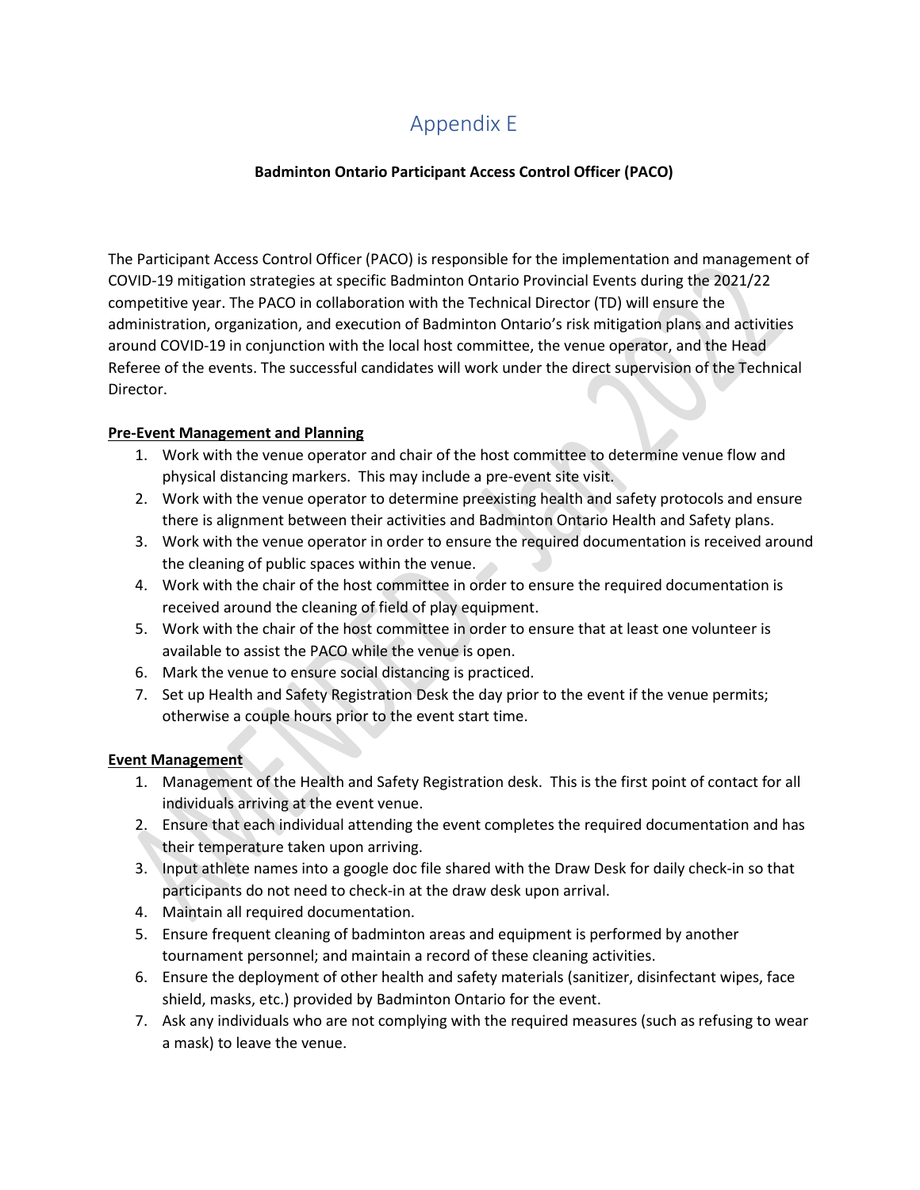# Appendix E

**Badminton Ontario Participant Access Control Officer (PACO)**

The Participant Access Control Officer (PACO) is responsible for the implementation and management of COVID-19 mitigation strategies at specific Badminton Ontario Provincial Events during the 2021/22 competitive year. The PACO in collaboration with the Technical Director (TD) will ensure the administration, organization, and execution of Badminton Ontario's risk mitigation plans and activities around COVID-19 in conjunction with the local host committee, the venue operator, and the Head Referee of the events. The successful candidates will work under the direct supervision of the Technical Director.

**Pre-Event Management and Planning**

1. Work with the venue operator and chair of the host committee to determine venue flow and physical distancing markers. This may include a pre-event site visit.
2. Work with the venue operator to determine preexisting health and safety protocols and ensure there is alignment between their activities and Badminton Ontario Health and Safety plans.
3. Work with the venue operator in order to ensure the required documentation is received around the cleaning of public spaces within the venue.
4. Work with the chair of the host committee in order to ensure the required documentation is received around the cleaning of field of play equipment.
5. Work with the chair of the host committee in order to ensure that at least one volunteer is available to assist the PACO while the venue is open.
6. Mark the venue to ensure social distancing is practiced.
7. Set up Health and Safety Registration Desk the day prior to the event if the venue permits; otherwise a couple hours prior to the event start time.

**Event Management**

1. Management of the Health and Safety Registration desk. This is the first point of contact for all individuals arriving at the event venue.
2. Ensure that each individual attending the event completes the required documentation and has their temperature taken upon arriving.
3. Input athlete names into a google doc file shared with the Draw Desk for daily check-in so that participants do not need to check-in at the draw desk upon arrival.
4. Maintain all required documentation.
5. Ensure frequent cleaning of badminton areas and equipment is performed by another tournament personnel; and maintain a record of these cleaning activities.
6. Ensure the deployment of other health and safety materials (sanitizer, disinfectant wipes, face shield, masks, etc.) provided by Badminton Ontario for the event.
7. Ask any individuals who are not complying with the required measures (such as refusing to wear a mask) to leave the venue.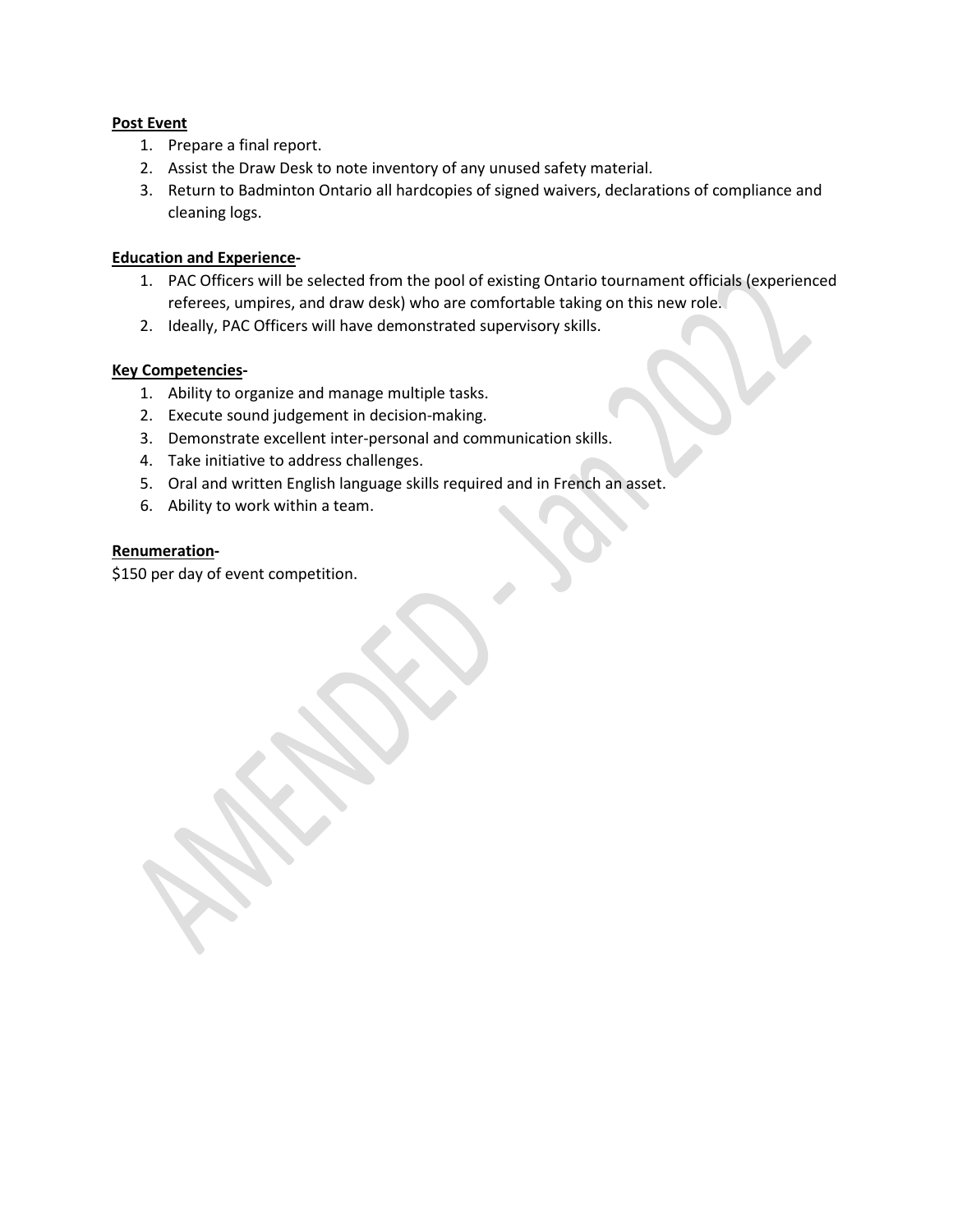**Post Event**

1. Prepare a final report.
2. Assist the Draw Desk to note inventory of any unused safety material.
3. Return to Badminton Ontario all hardcopies of signed waivers, declarations of compliance and cleaning logs.

**Education and Experience-**

1. PAC Officers will be selected from the pool of existing Ontario tournament officials (experienced referees, umpires, and draw desk) who are comfortable taking on this new role.
2. Ideally, PAC Officers will have demonstrated supervisory skills.

**Key Competencies-**

1. Ability to organize and manage multiple tasks.
2. Execute sound judgement in decision-making.
3. Demonstrate excellent inter-personal and communication skills.
4. Take initiative to address challenges.
5. Oral and written English language skills required and in French an asset.
6. Ability to work within a team.

**Renumeration-**

$150 per day of event competition.

AMENDED - Jan 2022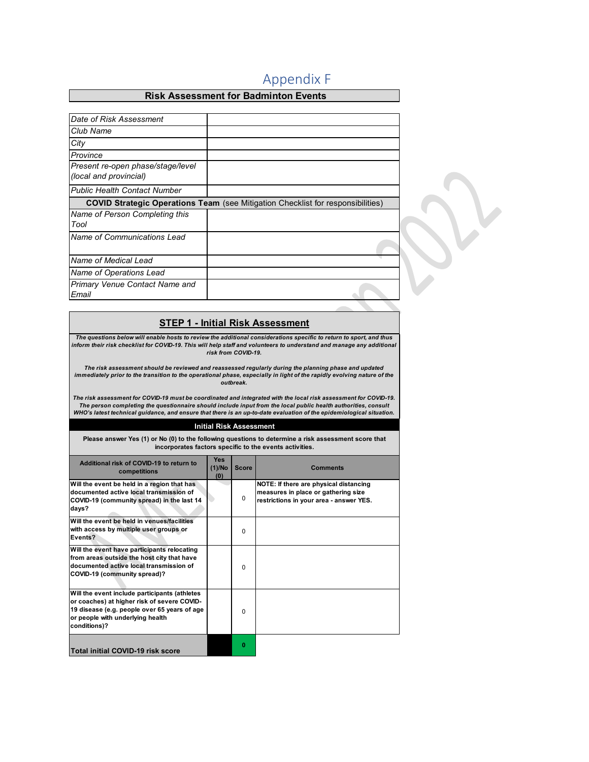# Appendix F

## Risk Assessment for Badminton Events

| | |
|---|---|
| *Date of Risk Assessment* | |
| *Club Name* | |
| *City* | |
| *Province* | |
| *Present re-open phase/stage/level (local and provincial)* | |
| *Public Health Contact Number* | |
| **COVID Strategic Operations Team** (see Mitigation Checklist for responsibilities) | |
| *Name of Person Completing this Tool* | |
| *Name of Communications Lead* | |
| *Name of Medical Lead* | |
| *Name of Operations Lead* | |
| *Primary Venue Contact Name and Email* | |

## STEP 1 - Initial Risk Assessment

***The questions below will enable hosts to review the additional considerations specific to return to sport, and thus inform their risk checklist for COVID-19. This will help staff and volunteers to understand and manage any additional risk from COVID-19.***

***The risk assessment should be reviewed and reassessed regularly during the planning phase and updated immediately prior to the transition to the operational phase, especially in light of the rapidly evolving nature of the outbreak.***

***The risk assessment for COVID-19 must be coordinated and integrated with the local risk assessment for COVID-19. The person completing the questionnaire should include input from the local public health authorities, consult WHO's latest technical guidance, and ensure that there is an up-to-date evaluation of the epidemiological situation.***

**Initial Risk Assessment**

**Please answer Yes (1) or No (0) to the following questions to determine a risk assessment score that incorporates factors specific to the events activities.**

| Additional risk of COVID-19 to return to competitions | Yes (1)/No (0) | Score | Comments |
|---|---|---|---|
| **Will the event be held in a region that has documented active local transmission of COVID-19 (community spread) in the last 14 days?** | | 0 | **NOTE: If there are physical distancing measures in place or gathering size restrictions in your area - answer YES.** |
| **Will the event be held in venues/facilities with access by multiple user groups or Events?** | | 0 | |
| **Will the event have participants relocating from areas outside the host city that have documented active local transmission of COVID-19 (community spread)?** | | 0 | |
| **Will the event include participants (athletes or coaches) at higher risk of severe COVID-19 disease (e.g. people over 65 years of age or people with underlying health conditions)?** | | 0 | |
| **Total initial COVID-19 risk score** | | **0** | |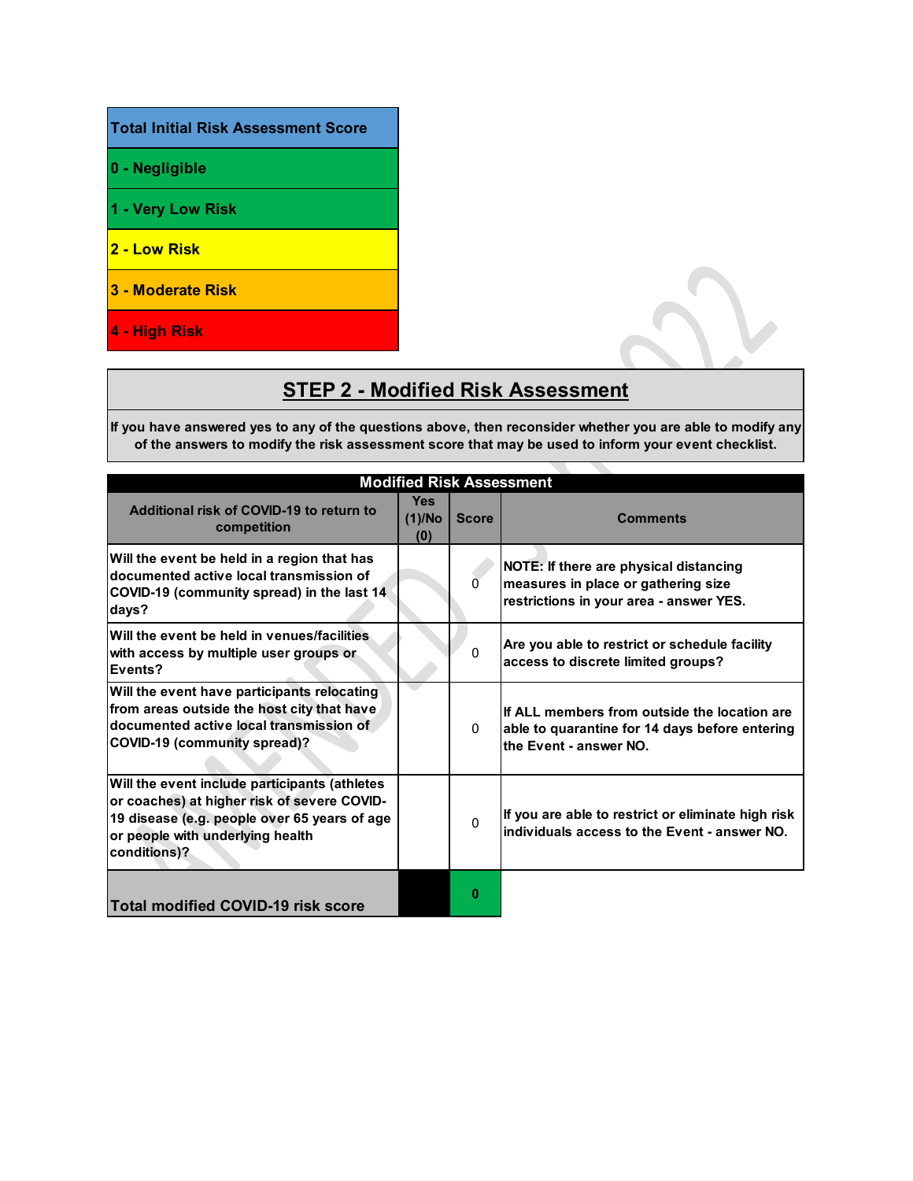| Total Initial Risk Assessment Score |
|---|
| 0 - Negligible |
| 1 - Very Low Risk |
| 2 - Low Risk |
| 3 - Moderate Risk |
| 4 - High Risk |

## STEP 2 - Modified Risk Assessment

**If you have answered yes to any of the questions above, then reconsider whether you are able to modify any of the answers to modify the risk assessment score that may be used to inform your event checklist.**

| Modified Risk Assessment | | | |
|---|---|---|---|
| **Additional risk of COVID-19 to return to competition** | **Yes (1)/No (0)** | **Score** | **Comments** |
| Will the event be held in a region that has documented active local transmission of COVID-19 (community spread) in the last 14 days? | | 0 | NOTE: If there are physical distancing measures in place or gathering size restrictions in your area - answer YES. |
| Will the event be held in venues/facilities with access by multiple user groups or Events? | | 0 | Are you able to restrict or schedule facility access to discrete limited groups? |
| Will the event have participants relocating from areas outside the host city that have documented active local transmission of COVID-19 (community spread)? | | 0 | If ALL members from outside the location are able to quarantine for 14 days before entering the Event - answer NO. |
| Will the event include participants (athletes or coaches) at higher risk of severe COVID-19 disease (e.g. people over 65 years of age or people with underlying health conditions)? | | 0 | If you are able to restrict or eliminate high risk individuals access to the Event - answer NO. |
| **Total modified COVID-19 risk score** | | **0** | |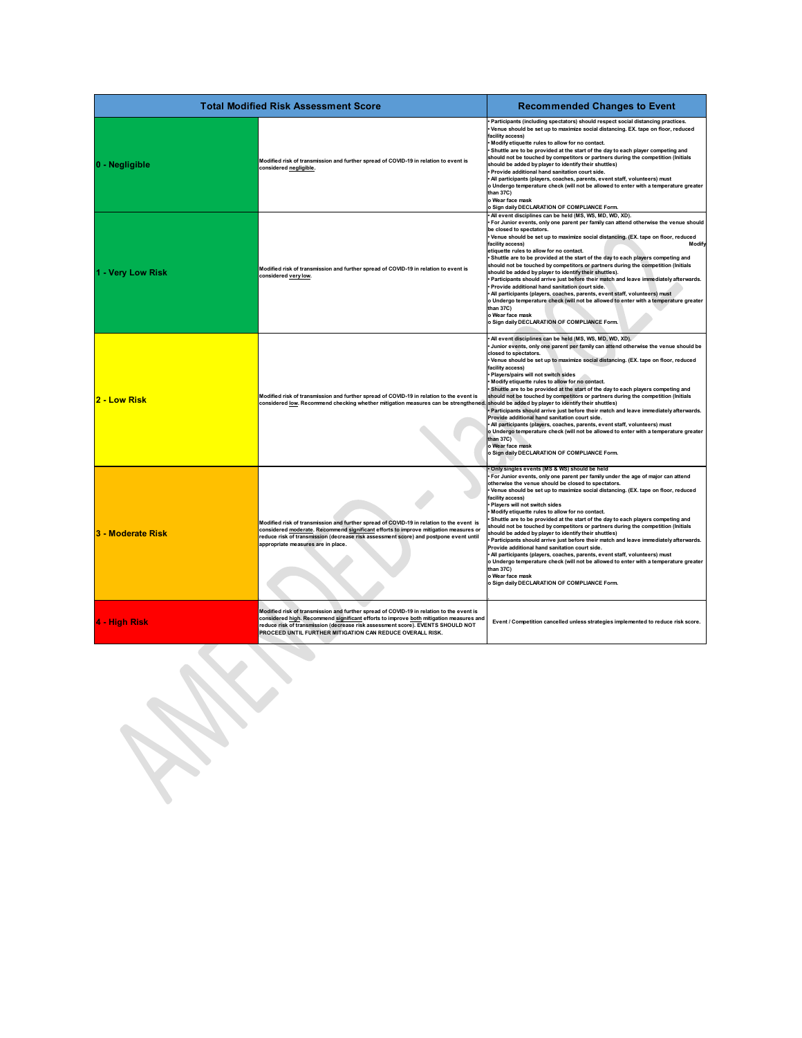| Total Modified Risk Assessment Score | | Recommended Changes to Event |
|---|---|---|
| 0 - Negligible | Modified risk of transmission and further spread of COVID-19 in relation to event is considered negligible. | • Participants (including spectators) should respect social distancing practices.<br>• Venue should be set up to maximize social distancing. EX. tape on floor, reduced facility access)<br>• Modify etiquette rules to allow for no contact.<br>• Shuttle are to be provided at the start of the day to each player competing and should not be touched by competitors or partners during the competition (Initials should be added by player to identify their shuttles)<br>• Provide additional hand sanitation court side.<br>• All participants (players, coaches, parents, event staff, volunteers) must<br>o Undergo temperature check (will not be allowed to enter with a temperature greater than 37C)<br>o Wear face mask<br>o Sign daily DECLARATION OF COMPLIANCE Form. |
| 1 - Very Low Risk | Modified risk of transmission and further spread of COVID-19 in relation to event is considered very low. | • All event disciplines can be held (MS, WS, MD, WD, XD).<br>• For Junior events, only one parent per family can attend otherwise the venue should be closed to spectators.<br>• Venue should be set up to maximize social distancing. (EX. tape on floor, reduced facility access) Modify etiquette rules to allow for no contact.<br>• Shuttle are to be provided at the start of the day to each players competing and should not be touched by competitors or partners during the competition (Initials should be added by player to identify their shuttles).<br>• Participants should arrive just before their match and leave immediately afterwards.<br>• Provide additional hand sanitation court side.<br>• All participants (players, coaches, parents, event staff, volunteers) must<br>o Undergo temperature check (will not be allowed to enter with a temperature greater than 37C)<br>o Wear face mask<br>o Sign daily DECLARATION OF COMPLIANCE Form. |
| 2 - Low Risk | Modified risk of transmission and further spread of COVID-19 in relation to the event is considered low. Recommend checking whether mitigation measures can be strengthened. | • All event disciplines can be held (MS, WS, MD, WD, XD).<br>• Junior events, only one parent per family can attend otherwise the venue should be closed to spectators.<br>• Venue should be set up to maximize social distancing. (EX. tape on floor, reduced facility access)<br>• Players/pairs will not switch sides<br>• Modify etiquette rules to allow for no contact.<br>• Shuttle are to be provided at the start of the day to each players competing and should not be touched by competitors or partners during the competition (Initials should be added by player to identify their shuttles)<br>• Participants should arrive just before their match and leave immediately afterwards. Provide additional hand sanitation court side.<br>• All participants (players, coaches, parents, event staff, volunteers) must<br>o Undergo temperature check (will not be allowed to enter with a temperature greater than 37C)<br>o Wear face mask<br>o Sign daily DECLARATION OF COMPLIANCE Form. |
| 3 - Moderate Risk | Modified risk of transmission and further spread of COVID-19 in relation to the event is considered moderate. Recommend significant efforts to improve mitigation measures or reduce risk of transmission (decrease risk assessment score) and postpone event until appropriate measures are in place. | • Only singles events (MS & WS) should be held<br>• For Junior events, only one parent per family under the age of major can attend otherwise the venue should be closed to spectators.<br>• Venue should be set up to maximize social distancing. (EX. tape on floor, reduced facility access)<br>• Players will not switch sides<br>• Modify etiquette rules to allow for no contact.<br>• Shuttle are to be provided at the start of the day to each players competing and should not be touched by competitors or partners during the competition (Initials should be added by player to identify their shuttles)<br>• Participants should arrive just before their match and leave immediately afterwards. Provide additional hand sanitation court side.<br>• All participants (players, coaches, parents, event staff, volunteers) must<br>o Undergo temperature check (will not be allowed to enter with a temperature greater than 37C)<br>o Wear face mask<br>o Sign daily DECLARATION OF COMPLIANCE Form. |
| 4 - High Risk | Modified risk of transmission and further spread of COVID-19 in relation to the event is considered high. Recommend significant efforts to improve both mitigation measures and reduce risk of transmission (decrease risk assessment score). EVENTS SHOULD NOT PROCEED UNTIL FURTHER MITIGATION CAN REDUCE OVERALL RISK. | Event / Competition cancelled unless strategies implemented to reduce risk score. |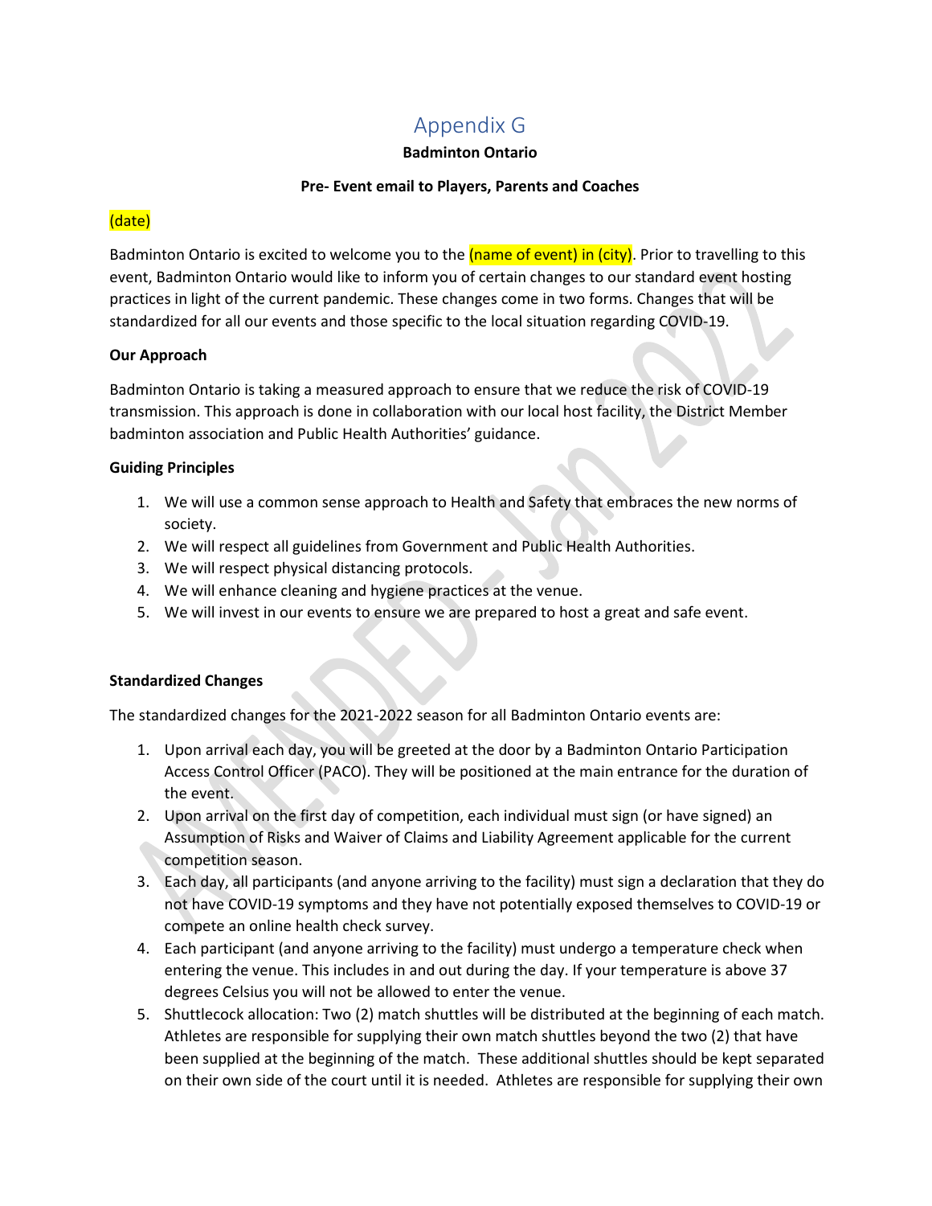# Appendix G

**Badminton Ontario**

**Pre- Event email to Players, Parents and Coaches**

(date)

Badminton Ontario is excited to welcome you to the (name of event) in (city). Prior to travelling to this event, Badminton Ontario would like to inform you of certain changes to our standard event hosting practices in light of the current pandemic. These changes come in two forms. Changes that will be standardized for all our events and those specific to the local situation regarding COVID-19.

**Our Approach**

Badminton Ontario is taking a measured approach to ensure that we reduce the risk of COVID-19 transmission. This approach is done in collaboration with our local host facility, the District Member badminton association and Public Health Authorities' guidance.

**Guiding Principles**

1. We will use a common sense approach to Health and Safety that embraces the new norms of society.
2. We will respect all guidelines from Government and Public Health Authorities.
3. We will respect physical distancing protocols.
4. We will enhance cleaning and hygiene practices at the venue.
5. We will invest in our events to ensure we are prepared to host a great and safe event.

**Standardized Changes**

The standardized changes for the 2021-2022 season for all Badminton Ontario events are:

1. Upon arrival each day, you will be greeted at the door by a Badminton Ontario Participation Access Control Officer (PACO). They will be positioned at the main entrance for the duration of the event.
2. Upon arrival on the first day of competition, each individual must sign (or have signed) an Assumption of Risks and Waiver of Claims and Liability Agreement applicable for the current competition season.
3. Each day, all participants (and anyone arriving to the facility) must sign a declaration that they do not have COVID-19 symptoms and they have not potentially exposed themselves to COVID-19 or compete an online health check survey.
4. Each participant (and anyone arriving to the facility) must undergo a temperature check when entering the venue. This includes in and out during the day. If your temperature is above 37 degrees Celsius you will not be allowed to enter the venue.
5. Shuttlecock allocation: Two (2) match shuttles will be distributed at the beginning of each match. Athletes are responsible for supplying their own match shuttles beyond the two (2) that have been supplied at the beginning of the match. These additional shuttles should be kept separated on their own side of the court until it is needed. Athletes are responsible for supplying their own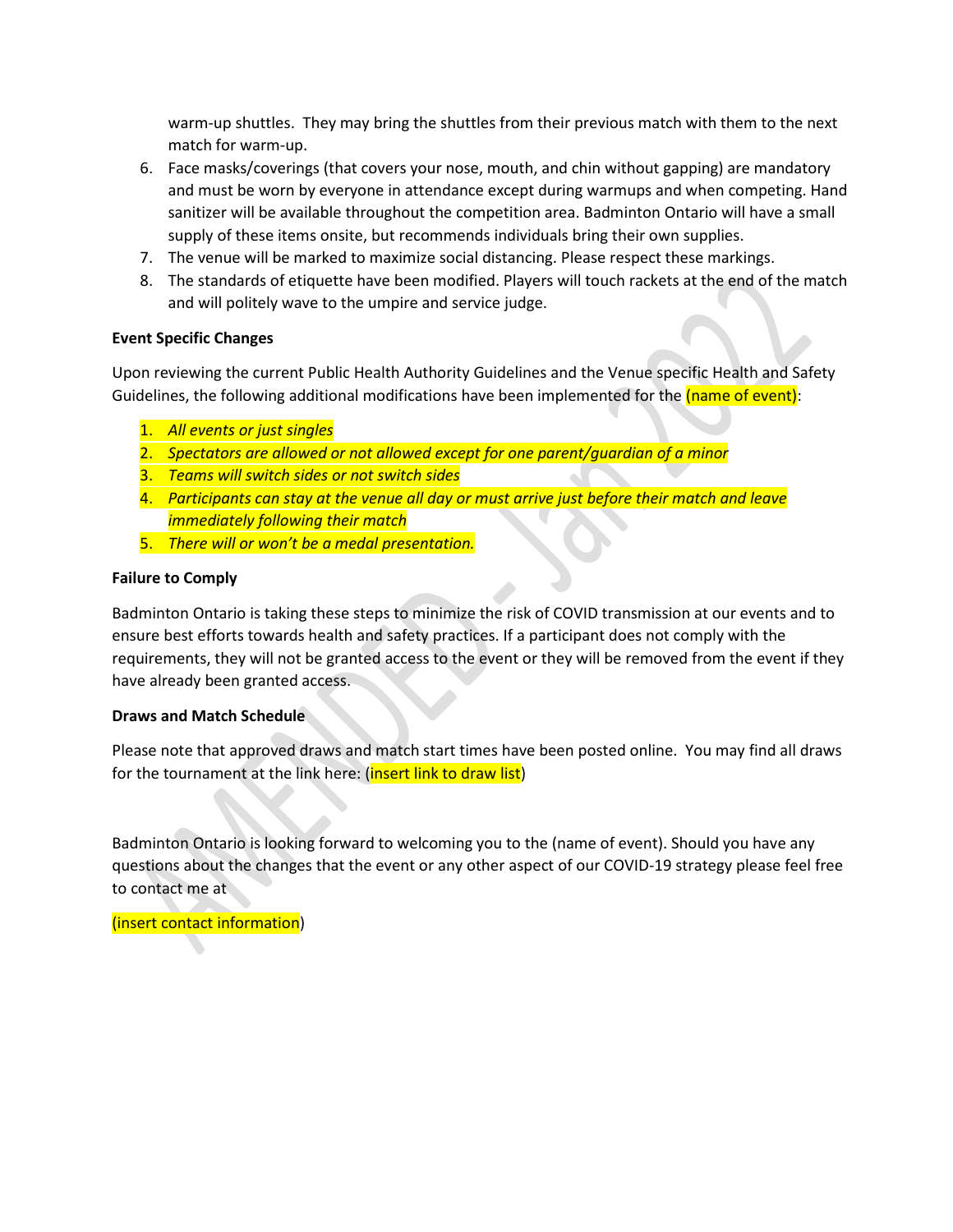warm-up shuttles. They may bring the shuttles from their previous match with them to the next match for warm-up.

6. Face masks/coverings (that covers your nose, mouth, and chin without gapping) are mandatory and must be worn by everyone in attendance except during warmups and when competing. Hand sanitizer will be available throughout the competition area. Badminton Ontario will have a small supply of these items onsite, but recommends individuals bring their own supplies.
7. The venue will be marked to maximize social distancing. Please respect these markings.
8. The standards of etiquette have been modified. Players will touch rackets at the end of the match and will politely wave to the umpire and service judge.

**Event Specific Changes**

Upon reviewing the current Public Health Authority Guidelines and the Venue specific Health and Safety Guidelines, the following additional modifications have been implemented for the (name of event):

1. *All events or just singles*
2. *Spectators are allowed or not allowed except for one parent/guardian of a minor*
3. *Teams will switch sides or not switch sides*
4. *Participants can stay at the venue all day or must arrive just before their match and leave immediately following their match*
5. *There will or won't be a medal presentation.*

**Failure to Comply**

Badminton Ontario is taking these steps to minimize the risk of COVID transmission at our events and to ensure best efforts towards health and safety practices. If a participant does not comply with the requirements, they will not be granted access to the event or they will be removed from the event if they have already been granted access.

**Draws and Match Schedule**

Please note that approved draws and match start times have been posted online. You may find all draws for the tournament at the link here: (insert link to draw list)

Badminton Ontario is looking forward to welcoming you to the (name of event). Should you have any questions about the changes that the event or any other aspect of our COVID-19 strategy please feel free to contact me at

(insert contact information)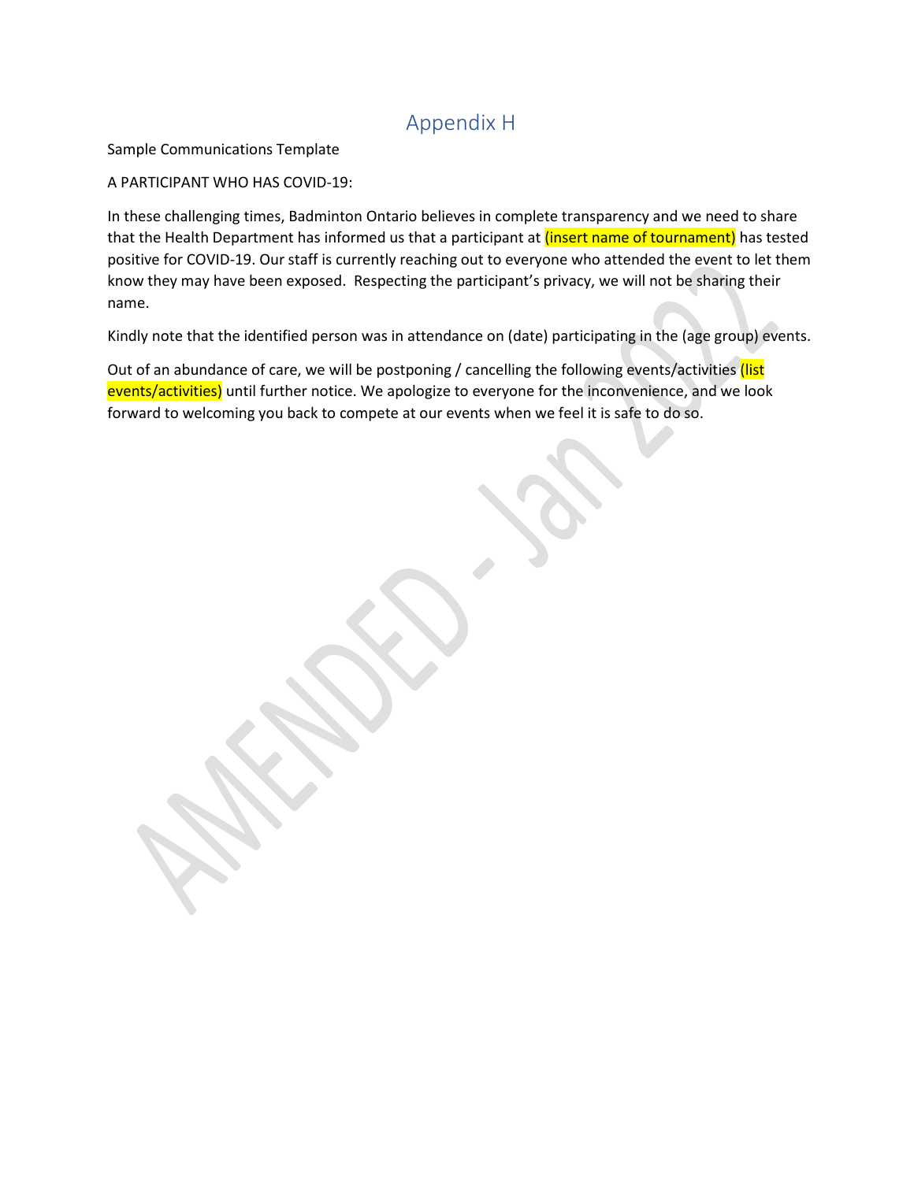# Appendix H

Sample Communications Template

A PARTICIPANT WHO HAS COVID-19:

In these challenging times, Badminton Ontario believes in complete transparency and we need to share that the Health Department has informed us that a participant at (insert name of tournament) has tested positive for COVID-19. Our staff is currently reaching out to everyone who attended the event to let them know they may have been exposed. Respecting the participant's privacy, we will not be sharing their name.

Kindly note that the identified person was in attendance on (date) participating in the (age group) events.

Out of an abundance of care, we will be postponing / cancelling the following events/activities (list events/activities) until further notice. We apologize to everyone for the inconvenience, and we look forward to welcoming you back to compete at our events when we feel it is safe to do so.

AMENDED - Jan 2022